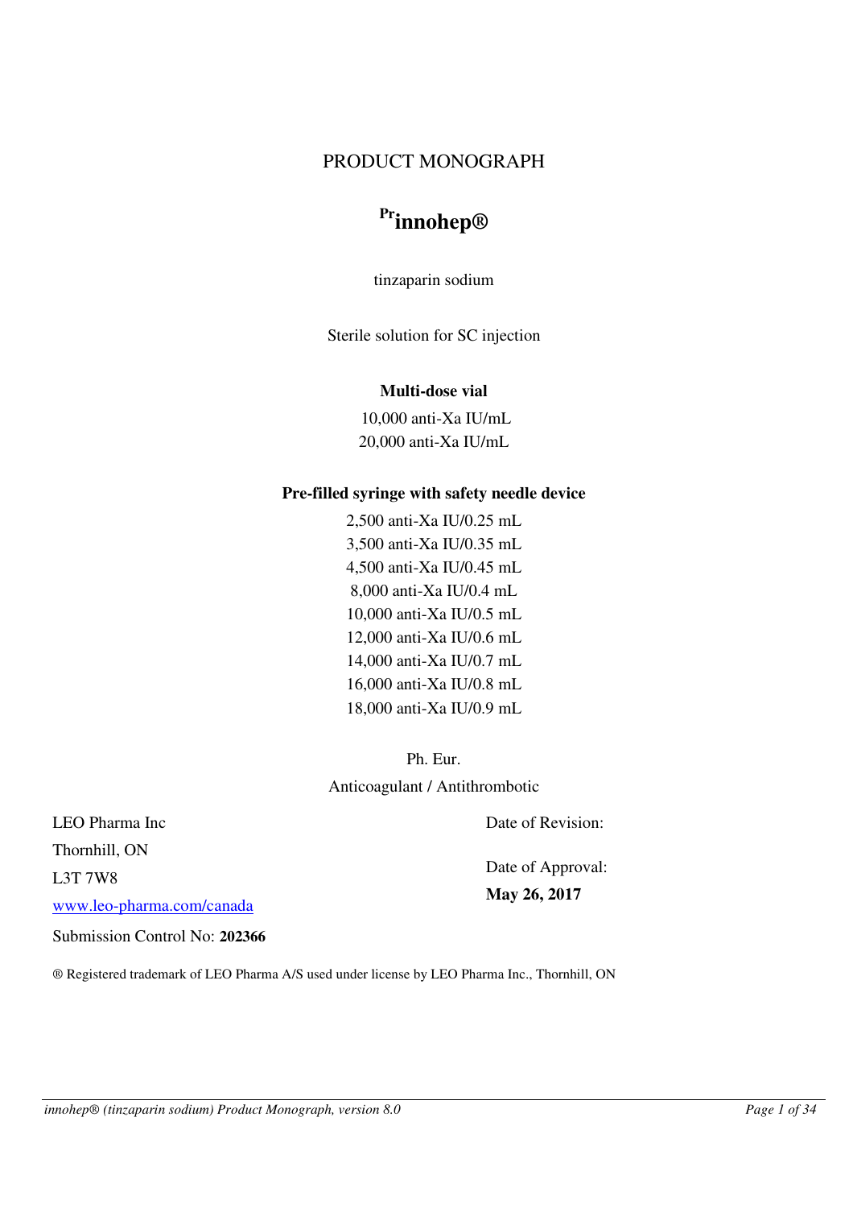# PRODUCT MONOGRAPH

## Pr innohep®

tinzaparin sodium

Sterile solution for SC injection

**Multi-dose vial**

10,000 anti-Xa IU/mL
20,000 anti-Xa IU/mL

**Pre-filled syringe with safety needle device**

2,500 anti-Xa IU/0.25 mL
3,500 anti-Xa IU/0.35 mL
4,500 anti-Xa IU/0.45 mL
8,000 anti-Xa IU/0.4 mL
10,000 anti-Xa IU/0.5 mL
12,000 anti-Xa IU/0.6 mL
14,000 anti-Xa IU/0.7 mL
16,000 anti-Xa IU/0.8 mL
18,000 anti-Xa IU/0.9 mL

Ph. Eur.

Anticoagulant / Antithrombotic

LEO Pharma Inc
Thornhill, ON
L3T 7W8
www.leo-pharma.com/canada

Date of Revision:

Date of Approval:
**May 26, 2017**

Submission Control No: **202366**

® Registered trademark of LEO Pharma A/S used under license by LEO Pharma Inc., Thornhill, ON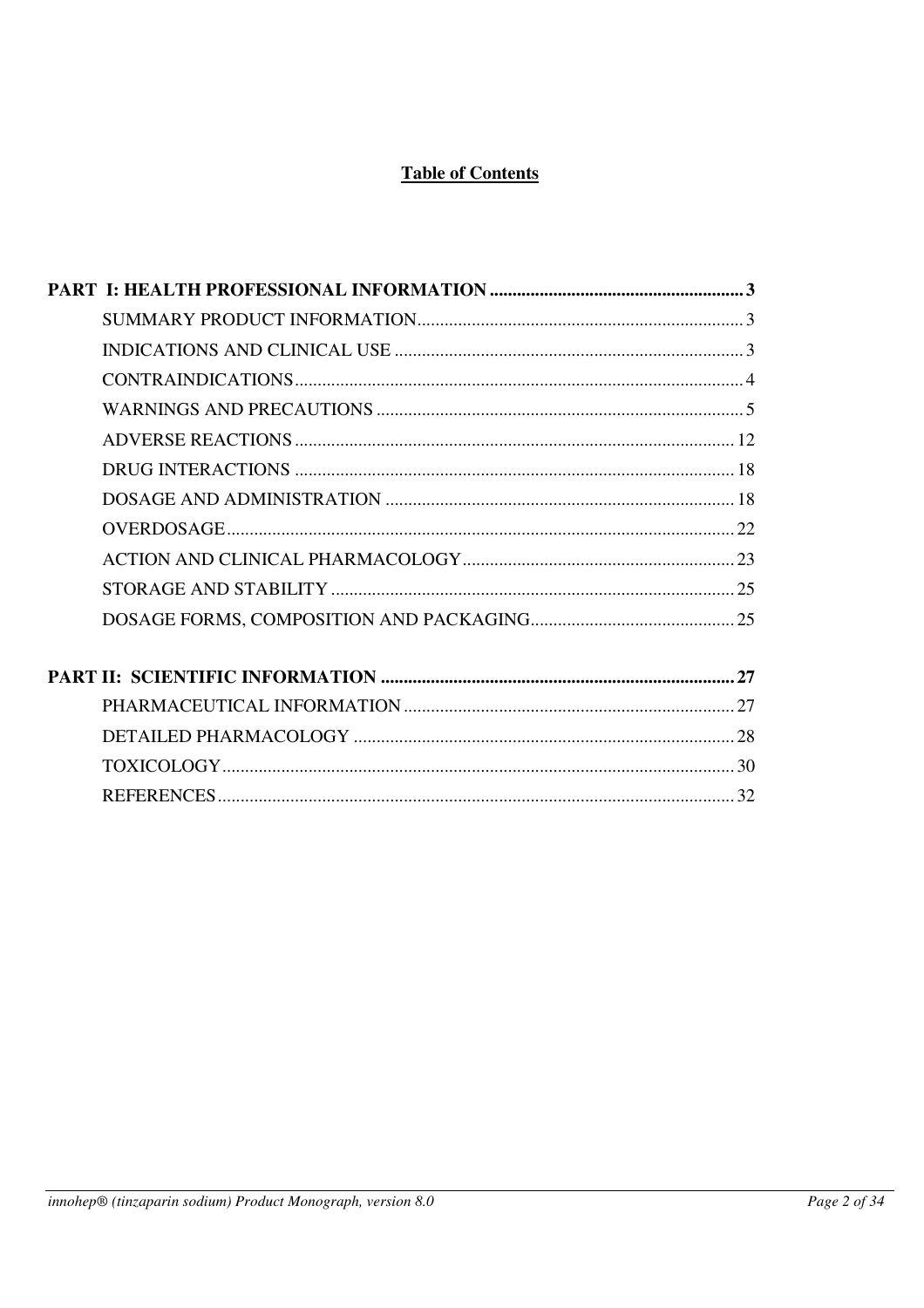# Table of Contents

**PART I: HEALTH PROFESSIONAL INFORMATION ........................................................ 3**

SUMMARY PRODUCT INFORMATION ........................................................................ 3

INDICATIONS AND CLINICAL USE ............................................................................ 3

CONTRAINDICATIONS .................................................................................................. 4

WARNINGS AND PRECAUTIONS ................................................................................ 5

ADVERSE REACTIONS ................................................................................................ 12

DRUG INTERACTIONS ................................................................................................ 18

DOSAGE AND ADMINISTRATION ............................................................................ 18

OVERDOSAGE ............................................................................................................... 22

ACTION AND CLINICAL PHARMACOLOGY ............................................................ 23

STORAGE AND STABILITY ......................................................................................... 25

DOSAGE FORMS, COMPOSITION AND PACKAGING ............................................. 25

**PART II: SCIENTIFIC INFORMATION .............................................................................. 27**

PHARMACEUTICAL INFORMATION ......................................................................... 27

DETAILED PHARMACOLOGY .................................................................................... 28

TOXICOLOGY ................................................................................................................ 30

REFERENCES ................................................................................................................. 32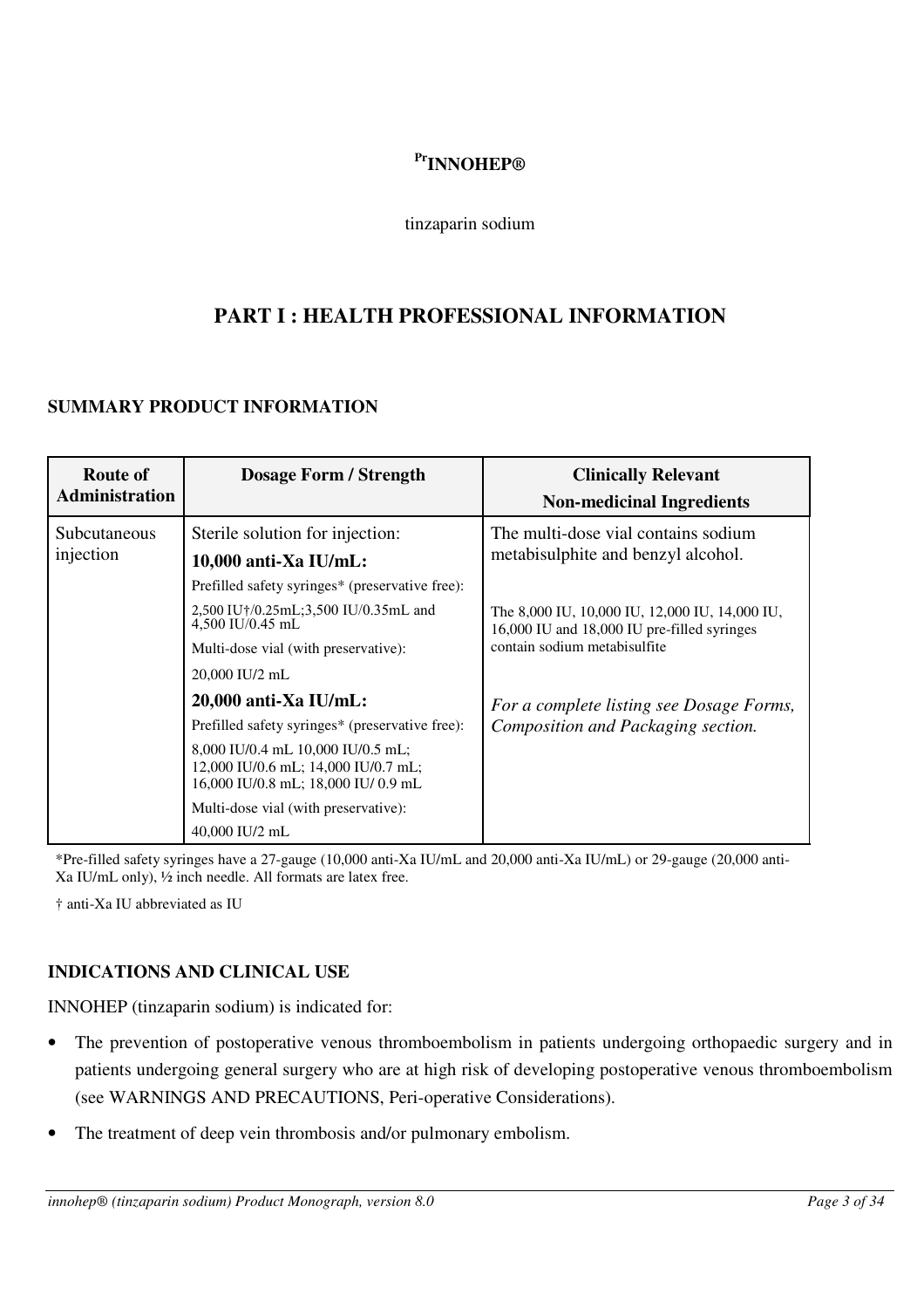**$^{Pr}$INNOHEP®**

tinzaparin sodium

# PART I : HEALTH PROFESSIONAL INFORMATION

## SUMMARY PRODUCT INFORMATION

| Route of Administration | Dosage Form / Strength | Clinically Relevant Non-medicinal Ingredients |
|---|---|---|
| Subcutaneous injection | Sterile solution for injection:<br>**10,000 anti-Xa IU/mL:**<br>Prefilled safety syringes* (preservative free):<br>2,500 IU†/0.25mL;3,500 IU/0.35mL and 4,500 IU/0.45 mL<br>Multi-dose vial (with preservative):<br>20,000 IU/2 mL<br>**20,000 anti-Xa IU/mL:**<br>Prefilled safety syringes* (preservative free):<br>8,000 IU/0.4 mL 10,000 IU/0.5 mL; 12,000 IU/0.6 mL; 14,000 IU/0.7 mL; 16,000 IU/0.8 mL; 18,000 IU/ 0.9 mL<br>Multi-dose vial (with preservative):<br>40,000 IU/2 mL | The multi-dose vial contains sodium metabisulphite and benzyl alcohol.<br><br>The 8,000 IU, 10,000 IU, 12,000 IU, 14,000 IU, 16,000 IU and 18,000 IU pre-filled syringes contain sodium metabisulfite<br><br>*For a complete listing see Dosage Forms, Composition and Packaging section.* |

*Pre-filled safety syringes have a 27-gauge (10,000 anti-Xa IU/mL and 20,000 anti-Xa IU/mL) or 29-gauge (20,000 anti-Xa IU/mL only), ½ inch needle. All formats are latex free.

† anti-Xa IU abbreviated as IU

## INDICATIONS AND CLINICAL USE

INNOHEP (tinzaparin sodium) is indicated for:

- The prevention of postoperative venous thromboembolism in patients undergoing orthopaedic surgery and in patients undergoing general surgery who are at high risk of developing postoperative venous thromboembolism (see WARNINGS AND PRECAUTIONS, Peri-operative Considerations).
- The treatment of deep vein thrombosis and/or pulmonary embolism.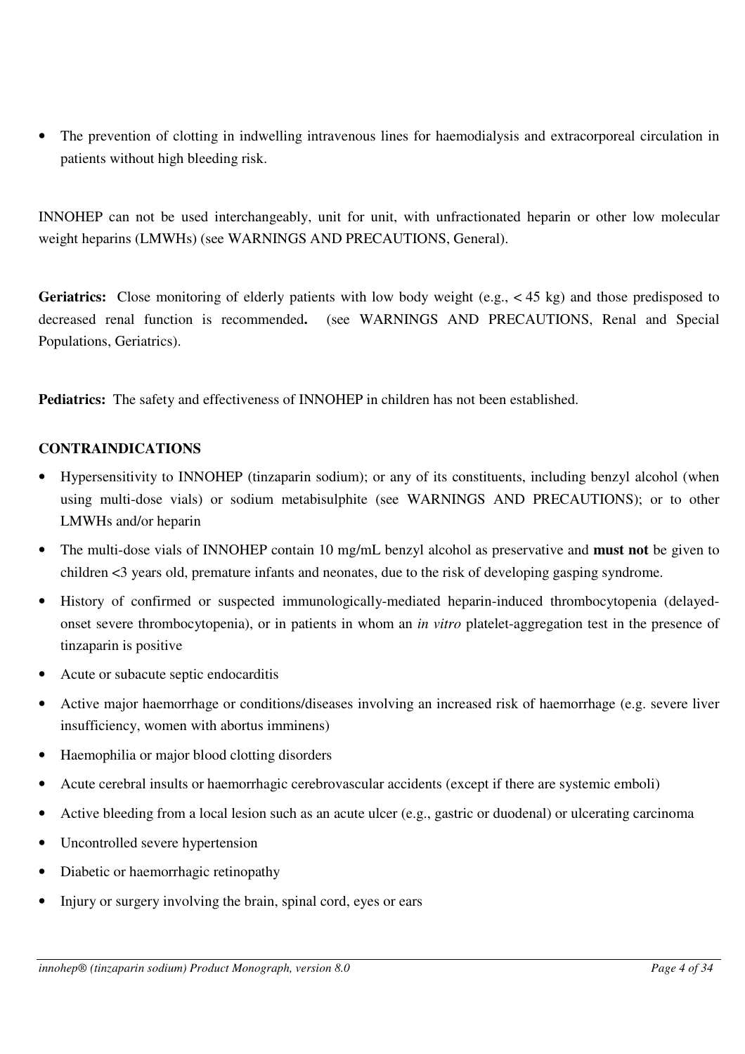- The prevention of clotting in indwelling intravenous lines for haemodialysis and extracorporeal circulation in patients without high bleeding risk.

INNOHEP can not be used interchangeably, unit for unit, with unfractionated heparin or other low molecular weight heparins (LMWHs) (see WARNINGS AND PRECAUTIONS, General).

**Geriatrics:** Close monitoring of elderly patients with low body weight (e.g., < 45 kg) and those predisposed to decreased renal function is recommended**.** (see WARNINGS AND PRECAUTIONS, Renal and Special Populations, Geriatrics).

**Pediatrics:** The safety and effectiveness of INNOHEP in children has not been established.

## CONTRAINDICATIONS

- Hypersensitivity to INNOHEP (tinzaparin sodium); or any of its constituents, including benzyl alcohol (when using multi-dose vials) or sodium metabisulphite (see WARNINGS AND PRECAUTIONS); or to other LMWHs and/or heparin
- The multi-dose vials of INNOHEP contain 10 mg/mL benzyl alcohol as preservative and **must not** be given to children <3 years old, premature infants and neonates, due to the risk of developing gasping syndrome.
- History of confirmed or suspected immunologically-mediated heparin-induced thrombocytopenia (delayed-onset severe thrombocytopenia), or in patients in whom an *in vitro* platelet-aggregation test in the presence of tinzaparin is positive
- Acute or subacute septic endocarditis
- Active major haemorrhage or conditions/diseases involving an increased risk of haemorrhage (e.g. severe liver insufficiency, women with abortus imminens)
- Haemophilia or major blood clotting disorders
- Acute cerebral insults or haemorrhagic cerebrovascular accidents (except if there are systemic emboli)
- Active bleeding from a local lesion such as an acute ulcer (e.g., gastric or duodenal) or ulcerating carcinoma
- Uncontrolled severe hypertension
- Diabetic or haemorrhagic retinopathy
- Injury or surgery involving the brain, spinal cord, eyes or ears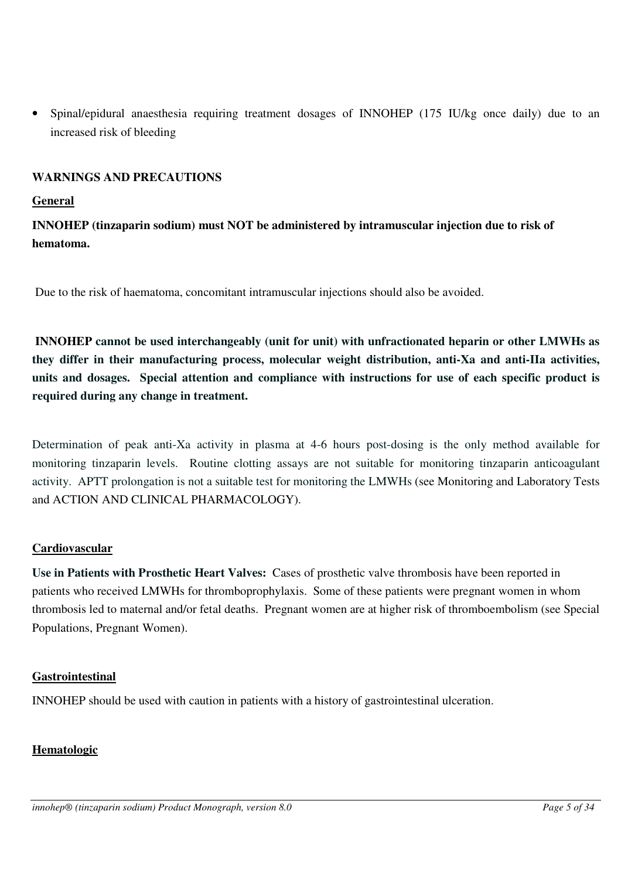- Spinal/epidural anaesthesia requiring treatment dosages of INNOHEP (175 IU/kg once daily) due to an increased risk of bleeding

## WARNINGS AND PRECAUTIONS

### General

**INNOHEP (tinzaparin sodium) must NOT be administered by intramuscular injection due to risk of hematoma.**

Due to the risk of haematoma, concomitant intramuscular injections should also be avoided.

**INNOHEP cannot be used interchangeably (unit for unit) with unfractionated heparin or other LMWHs as they differ in their manufacturing process, molecular weight distribution, anti-Xa and anti-IIa activities, units and dosages. Special attention and compliance with instructions for use of each specific product is required during any change in treatment.**

Determination of peak anti-Xa activity in plasma at 4-6 hours post-dosing is the only method available for monitoring tinzaparin levels. Routine clotting assays are not suitable for monitoring tinzaparin anticoagulant activity. APTT prolongation is not a suitable test for monitoring the LMWHs (see Monitoring and Laboratory Tests and ACTION AND CLINICAL PHARMACOLOGY).

### Cardiovascular

**Use in Patients with Prosthetic Heart Valves:** Cases of prosthetic valve thrombosis have been reported in patients who received LMWHs for thromboprophylaxis. Some of these patients were pregnant women in whom thrombosis led to maternal and/or fetal deaths. Pregnant women are at higher risk of thromboembolism (see Special Populations, Pregnant Women).

### Gastrointestinal

INNOHEP should be used with caution in patients with a history of gastrointestinal ulceration.

### Hematologic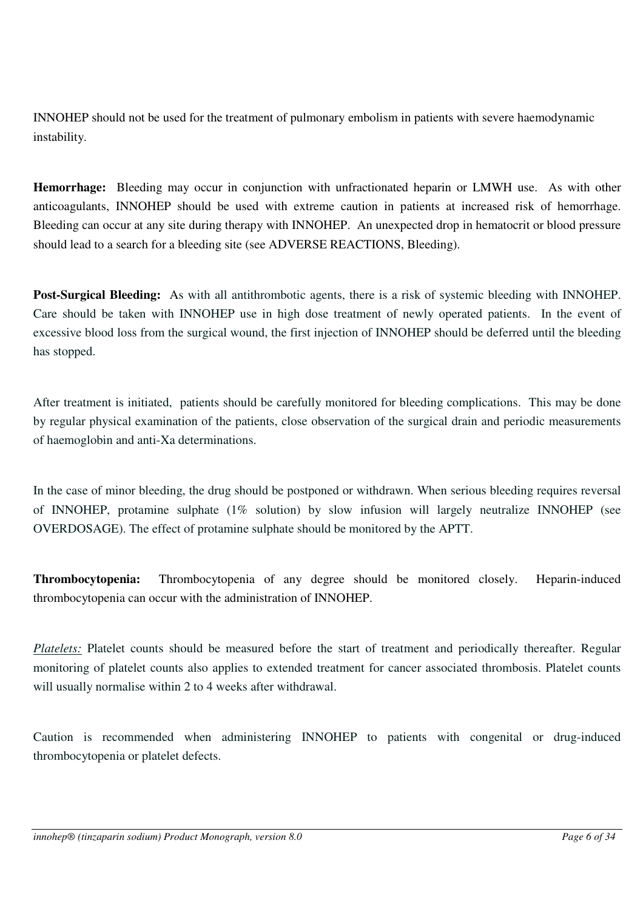INNOHEP should not be used for the treatment of pulmonary embolism in patients with severe haemodynamic instability.

**Hemorrhage:** Bleeding may occur in conjunction with unfractionated heparin or LMWH use. As with other anticoagulants, INNOHEP should be used with extreme caution in patients at increased risk of hemorrhage. Bleeding can occur at any site during therapy with INNOHEP. An unexpected drop in hematocrit or blood pressure should lead to a search for a bleeding site (see ADVERSE REACTIONS, Bleeding).

**Post-Surgical Bleeding:** As with all antithrombotic agents, there is a risk of systemic bleeding with INNOHEP. Care should be taken with INNOHEP use in high dose treatment of newly operated patients. In the event of excessive blood loss from the surgical wound, the first injection of INNOHEP should be deferred until the bleeding has stopped.

After treatment is initiated, patients should be carefully monitored for bleeding complications. This may be done by regular physical examination of the patients, close observation of the surgical drain and periodic measurements of haemoglobin and anti-Xa determinations.

In the case of minor bleeding, the drug should be postponed or withdrawn. When serious bleeding requires reversal of INNOHEP, protamine sulphate (1% solution) by slow infusion will largely neutralize INNOHEP (see OVERDOSAGE). The effect of protamine sulphate should be monitored by the APTT.

**Thrombocytopenia:** Thrombocytopenia of any degree should be monitored closely. Heparin-induced thrombocytopenia can occur with the administration of INNOHEP.

*Platelets:* Platelet counts should be measured before the start of treatment and periodically thereafter. Regular monitoring of platelet counts also applies to extended treatment for cancer associated thrombosis. Platelet counts will usually normalise within 2 to 4 weeks after withdrawal.

Caution is recommended when administering INNOHEP to patients with congenital or drug-induced thrombocytopenia or platelet defects.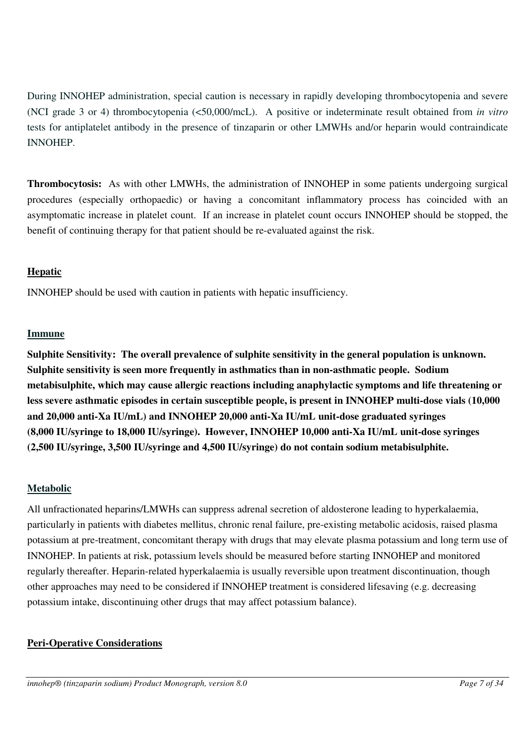During INNOHEP administration, special caution is necessary in rapidly developing thrombocytopenia and severe (NCI grade 3 or 4) thrombocytopenia (<50,000/mcL). A positive or indeterminate result obtained from *in vitro* tests for antiplatelet antibody in the presence of tinzaparin or other LMWHs and/or heparin would contraindicate INNOHEP.

**Thrombocytosis:** As with other LMWHs, the administration of INNOHEP in some patients undergoing surgical procedures (especially orthopaedic) or having a concomitant inflammatory process has coincided with an asymptomatic increase in platelet count. If an increase in platelet count occurs INNOHEP should be stopped, the benefit of continuing therapy for that patient should be re-evaluated against the risk.

**Hepatic**

INNOHEP should be used with caution in patients with hepatic insufficiency.

**Immune**

**Sulphite Sensitivity: The overall prevalence of sulphite sensitivity in the general population is unknown. Sulphite sensitivity is seen more frequently in asthmatics than in non-asthmatic people. Sodium metabisulphite, which may cause allergic reactions including anaphylactic symptoms and life threatening or less severe asthmatic episodes in certain susceptible people, is present in INNOHEP multi-dose vials (10,000 and 20,000 anti-Xa IU/mL) and INNOHEP 20,000 anti-Xa IU/mL unit-dose graduated syringes (8,000 IU/syringe to 18,000 IU/syringe). However, INNOHEP 10,000 anti-Xa IU/mL unit-dose syringes (2,500 IU/syringe, 3,500 IU/syringe and 4,500 IU/syringe) do not contain sodium metabisulphite.**

**Metabolic**

All unfractionated heparins/LMWHs can suppress adrenal secretion of aldosterone leading to hyperkalaemia, particularly in patients with diabetes mellitus, chronic renal failure, pre-existing metabolic acidosis, raised plasma potassium at pre-treatment, concomitant therapy with drugs that may elevate plasma potassium and long term use of INNOHEP. In patients at risk, potassium levels should be measured before starting INNOHEP and monitored regularly thereafter. Heparin-related hyperkalaemia is usually reversible upon treatment discontinuation, though other approaches may need to be considered if INNOHEP treatment is considered lifesaving (e.g. decreasing potassium intake, discontinuing other drugs that may affect potassium balance).

**Peri-Operative Considerations**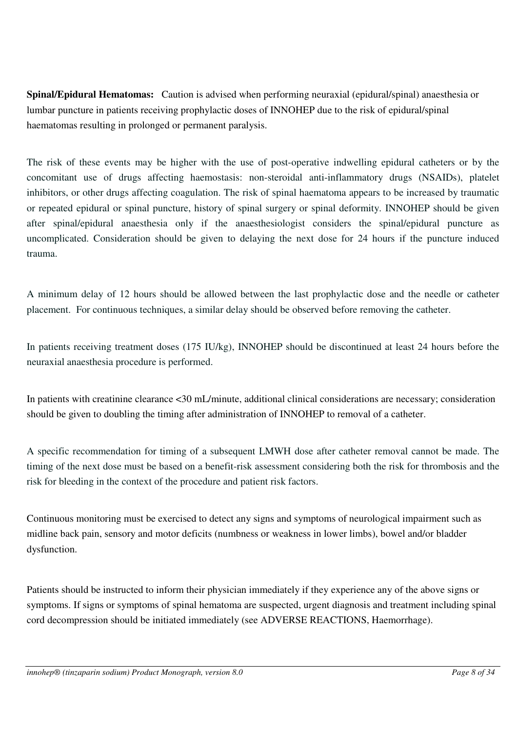**Spinal/Epidural Hematomas:** Caution is advised when performing neuraxial (epidural/spinal) anaesthesia or lumbar puncture in patients receiving prophylactic doses of INNOHEP due to the risk of epidural/spinal haematomas resulting in prolonged or permanent paralysis.

The risk of these events may be higher with the use of post-operative indwelling epidural catheters or by the concomitant use of drugs affecting haemostasis: non-steroidal anti-inflammatory drugs (NSAIDs), platelet inhibitors, or other drugs affecting coagulation. The risk of spinal haematoma appears to be increased by traumatic or repeated epidural or spinal puncture, history of spinal surgery or spinal deformity. INNOHEP should be given after spinal/epidural anaesthesia only if the anaesthesiologist considers the spinal/epidural puncture as uncomplicated. Consideration should be given to delaying the next dose for 24 hours if the puncture induced trauma.

A minimum delay of 12 hours should be allowed between the last prophylactic dose and the needle or catheter placement. For continuous techniques, a similar delay should be observed before removing the catheter.

In patients receiving treatment doses (175 IU/kg), INNOHEP should be discontinued at least 24 hours before the neuraxial anaesthesia procedure is performed.

In patients with creatinine clearance <30 mL/minute, additional clinical considerations are necessary; consideration should be given to doubling the timing after administration of INNOHEP to removal of a catheter.

A specific recommendation for timing of a subsequent LMWH dose after catheter removal cannot be made. The timing of the next dose must be based on a benefit-risk assessment considering both the risk for thrombosis and the risk for bleeding in the context of the procedure and patient risk factors.

Continuous monitoring must be exercised to detect any signs and symptoms of neurological impairment such as midline back pain, sensory and motor deficits (numbness or weakness in lower limbs), bowel and/or bladder dysfunction.

Patients should be instructed to inform their physician immediately if they experience any of the above signs or symptoms. If signs or symptoms of spinal hematoma are suspected, urgent diagnosis and treatment including spinal cord decompression should be initiated immediately (see ADVERSE REACTIONS, Haemorrhage).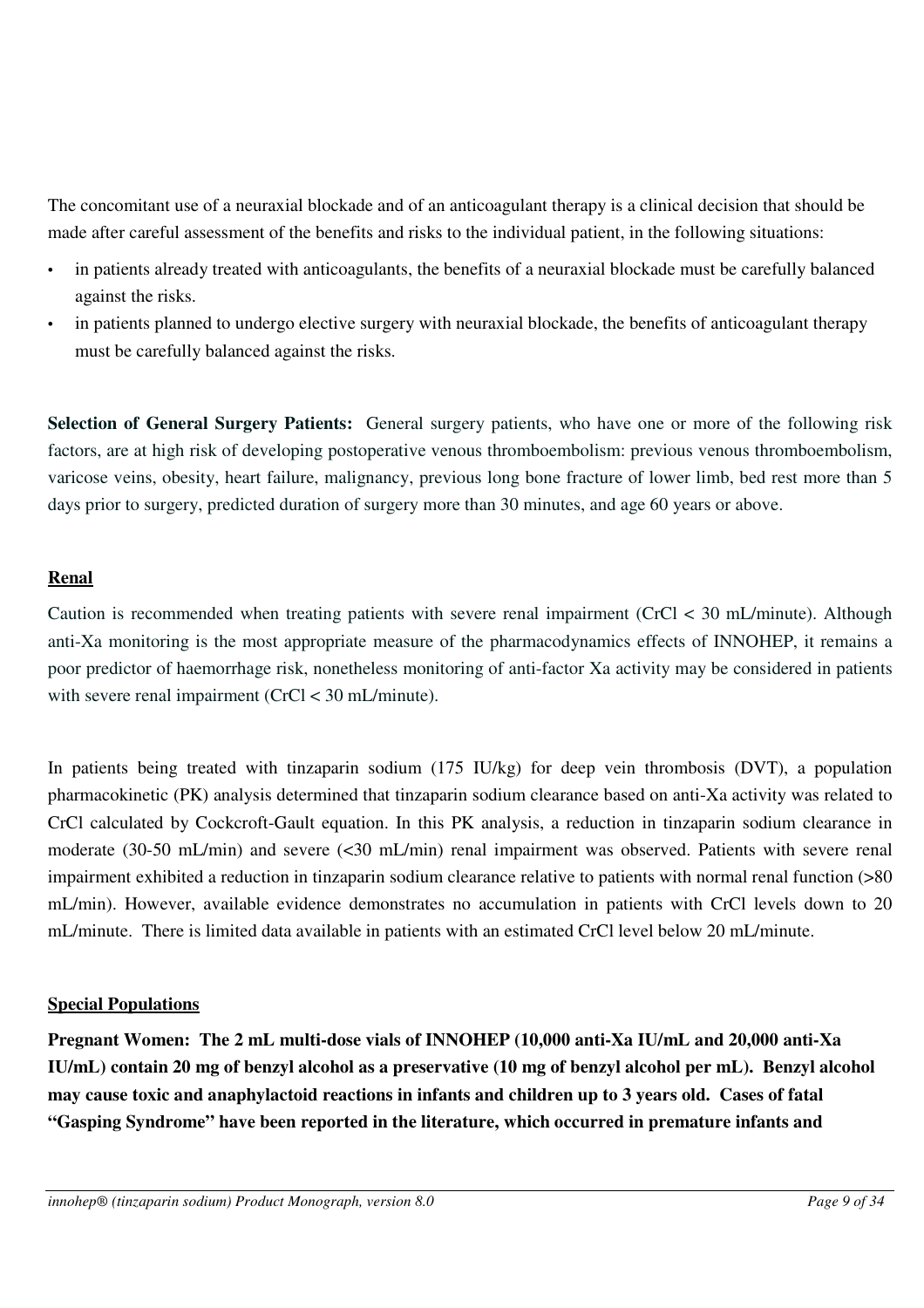The concomitant use of a neuraxial blockade and of an anticoagulant therapy is a clinical decision that should be made after careful assessment of the benefits and risks to the individual patient, in the following situations:

- in patients already treated with anticoagulants, the benefits of a neuraxial blockade must be carefully balanced against the risks.
- in patients planned to undergo elective surgery with neuraxial blockade, the benefits of anticoagulant therapy must be carefully balanced against the risks.

**Selection of General Surgery Patients:** General surgery patients, who have one or more of the following risk factors, are at high risk of developing postoperative venous thromboembolism: previous venous thromboembolism, varicose veins, obesity, heart failure, malignancy, previous long bone fracture of lower limb, bed rest more than 5 days prior to surgery, predicted duration of surgery more than 30 minutes, and age 60 years or above.

**<u>Renal</u>**

Caution is recommended when treating patients with severe renal impairment (CrCl < 30 mL/minute). Although anti-Xa monitoring is the most appropriate measure of the pharmacodynamics effects of INNOHEP, it remains a poor predictor of haemorrhage risk, nonetheless monitoring of anti-factor Xa activity may be considered in patients with severe renal impairment (CrCl < 30 mL/minute).

In patients being treated with tinzaparin sodium (175 IU/kg) for deep vein thrombosis (DVT), a population pharmacokinetic (PK) analysis determined that tinzaparin sodium clearance based on anti-Xa activity was related to CrCl calculated by Cockcroft-Gault equation. In this PK analysis, a reduction in tinzaparin sodium clearance in moderate (30-50 mL/min) and severe (<30 mL/min) renal impairment was observed. Patients with severe renal impairment exhibited a reduction in tinzaparin sodium clearance relative to patients with normal renal function (>80 mL/min). However, available evidence demonstrates no accumulation in patients with CrCl levels down to 20 mL/minute. There is limited data available in patients with an estimated CrCl level below 20 mL/minute.

**<u>Special Populations</u>**

**Pregnant Women: The 2 mL multi-dose vials of INNOHEP (10,000 anti-Xa IU/mL and 20,000 anti-Xa IU/mL) contain 20 mg of benzyl alcohol as a preservative (10 mg of benzyl alcohol per mL). Benzyl alcohol may cause toxic and anaphylactoid reactions in infants and children up to 3 years old. Cases of fatal "Gasping Syndrome" have been reported in the literature, which occurred in premature infants and**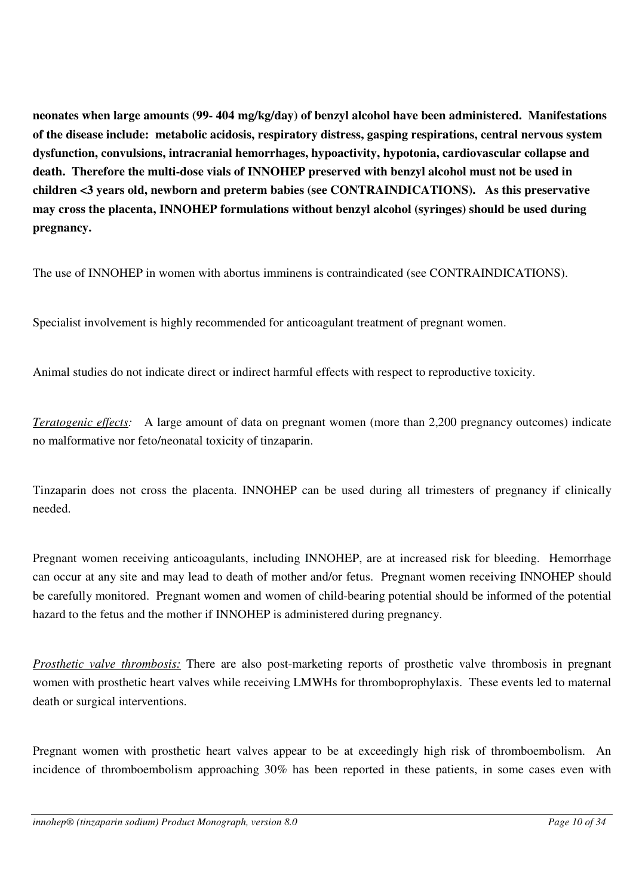**neonates when large amounts (99- 404 mg/kg/day) of benzyl alcohol have been administered. Manifestations of the disease include: metabolic acidosis, respiratory distress, gasping respirations, central nervous system dysfunction, convulsions, intracranial hemorrhages, hypoactivity, hypotonia, cardiovascular collapse and death. Therefore the multi-dose vials of INNOHEP preserved with benzyl alcohol must not be used in children <3 years old, newborn and preterm babies (see CONTRAINDICATIONS). As this preservative may cross the placenta, INNOHEP formulations without benzyl alcohol (syringes) should be used during pregnancy.**

The use of INNOHEP in women with abortus imminens is contraindicated (see CONTRAINDICATIONS).

Specialist involvement is highly recommended for anticoagulant treatment of pregnant women.

Animal studies do not indicate direct or indirect harmful effects with respect to reproductive toxicity.

*Teratogenic effects:* A large amount of data on pregnant women (more than 2,200 pregnancy outcomes) indicate no malformative nor feto/neonatal toxicity of tinzaparin.

Tinzaparin does not cross the placenta. INNOHEP can be used during all trimesters of pregnancy if clinically needed.

Pregnant women receiving anticoagulants, including INNOHEP, are at increased risk for bleeding. Hemorrhage can occur at any site and may lead to death of mother and/or fetus. Pregnant women receiving INNOHEP should be carefully monitored. Pregnant women and women of child-bearing potential should be informed of the potential hazard to the fetus and the mother if INNOHEP is administered during pregnancy.

*Prosthetic valve thrombosis:* There are also post-marketing reports of prosthetic valve thrombosis in pregnant women with prosthetic heart valves while receiving LMWHs for thromboprophylaxis. These events led to maternal death or surgical interventions.

Pregnant women with prosthetic heart valves appear to be at exceedingly high risk of thromboembolism. An incidence of thromboembolism approaching 30% has been reported in these patients, in some cases even with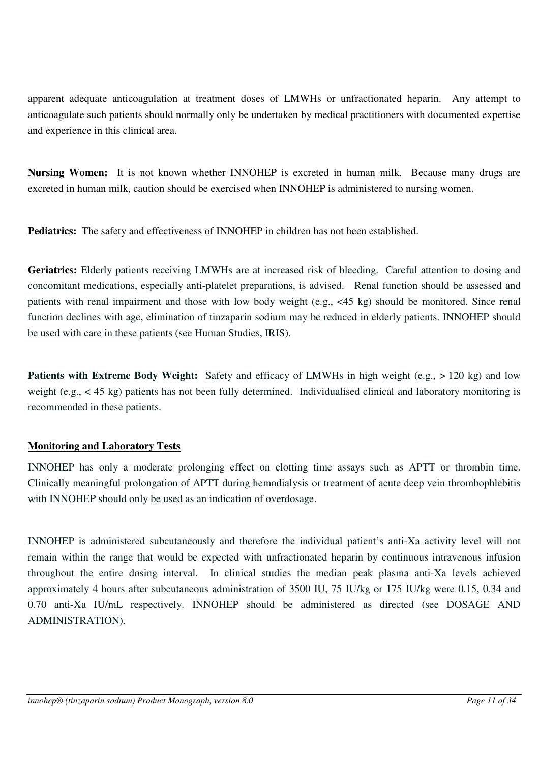apparent adequate anticoagulation at treatment doses of LMWHs or unfractionated heparin. Any attempt to anticoagulate such patients should normally only be undertaken by medical practitioners with documented expertise and experience in this clinical area.

**Nursing Women:** It is not known whether INNOHEP is excreted in human milk. Because many drugs are excreted in human milk, caution should be exercised when INNOHEP is administered to nursing women.

**Pediatrics:** The safety and effectiveness of INNOHEP in children has not been established.

**Geriatrics:** Elderly patients receiving LMWHs are at increased risk of bleeding. Careful attention to dosing and concomitant medications, especially anti-platelet preparations, is advised. Renal function should be assessed and patients with renal impairment and those with low body weight (e.g., <45 kg) should be monitored. Since renal function declines with age, elimination of tinzaparin sodium may be reduced in elderly patients. INNOHEP should be used with care in these patients (see Human Studies, IRIS).

**Patients with Extreme Body Weight:** Safety and efficacy of LMWHs in high weight (e.g., > 120 kg) and low weight (e.g., < 45 kg) patients has not been fully determined. Individualised clinical and laboratory monitoring is recommended in these patients.

## Monitoring and Laboratory Tests

INNOHEP has only a moderate prolonging effect on clotting time assays such as APTT or thrombin time. Clinically meaningful prolongation of APTT during hemodialysis or treatment of acute deep vein thrombophlebitis with INNOHEP should only be used as an indication of overdosage.

INNOHEP is administered subcutaneously and therefore the individual patient's anti-Xa activity level will not remain within the range that would be expected with unfractionated heparin by continuous intravenous infusion throughout the entire dosing interval. In clinical studies the median peak plasma anti-Xa levels achieved approximately 4 hours after subcutaneous administration of 3500 IU, 75 IU/kg or 175 IU/kg were 0.15, 0.34 and 0.70 anti-Xa IU/mL respectively. INNOHEP should be administered as directed (see DOSAGE AND ADMINISTRATION).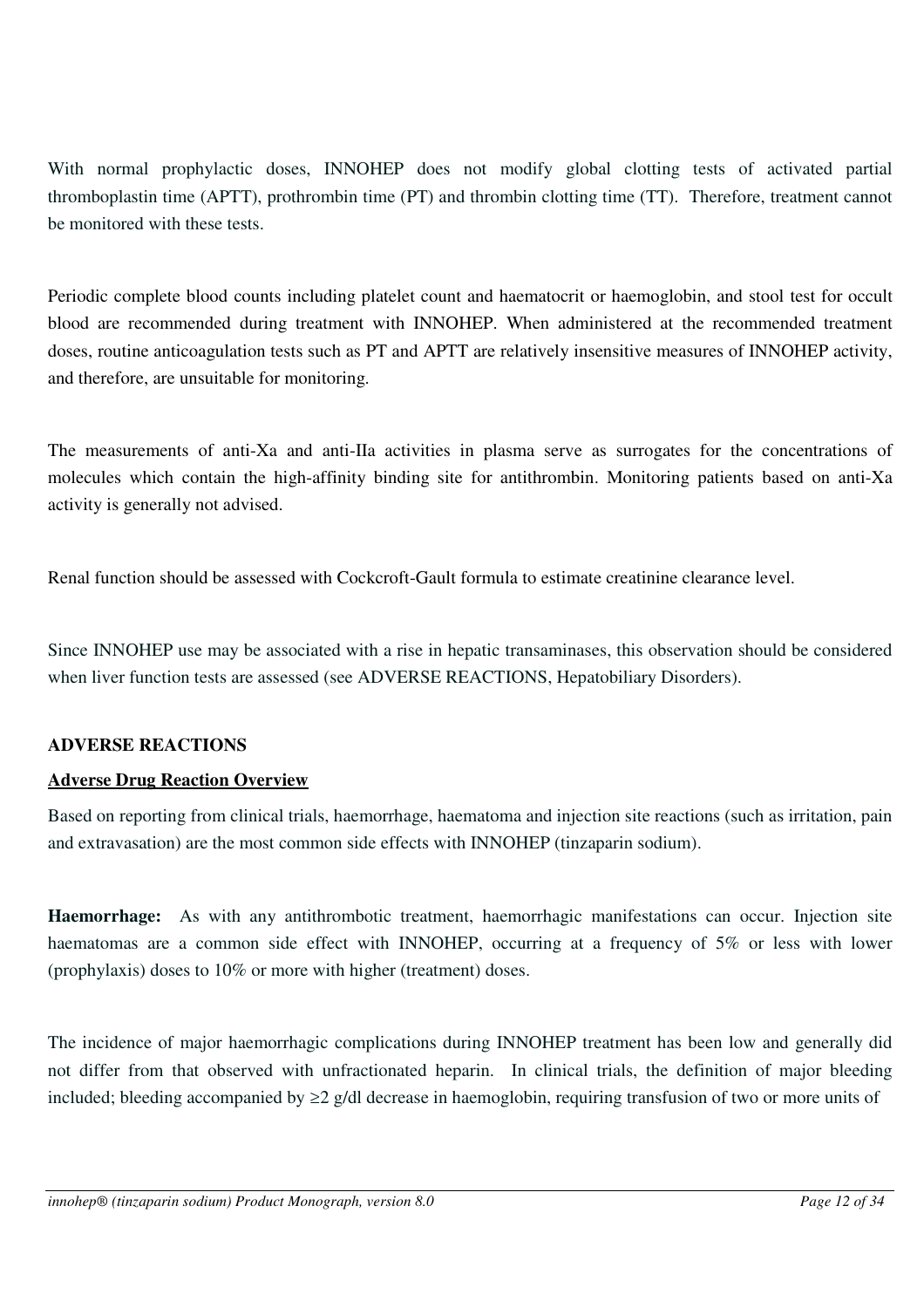With normal prophylactic doses, INNOHEP does not modify global clotting tests of activated partial thromboplastin time (APTT), prothrombin time (PT) and thrombin clotting time (TT). Therefore, treatment cannot be monitored with these tests.

Periodic complete blood counts including platelet count and haematocrit or haemoglobin, and stool test for occult blood are recommended during treatment with INNOHEP. When administered at the recommended treatment doses, routine anticoagulation tests such as PT and APTT are relatively insensitive measures of INNOHEP activity, and therefore, are unsuitable for monitoring.

The measurements of anti-Xa and anti-IIa activities in plasma serve as surrogates for the concentrations of molecules which contain the high-affinity binding site for antithrombin. Monitoring patients based on anti-Xa activity is generally not advised.

Renal function should be assessed with Cockcroft-Gault formula to estimate creatinine clearance level.

Since INNOHEP use may be associated with a rise in hepatic transaminases, this observation should be considered when liver function tests are assessed (see ADVERSE REACTIONS, Hepatobiliary Disorders).

## ADVERSE REACTIONS

### Adverse Drug Reaction Overview

Based on reporting from clinical trials, haemorrhage, haematoma and injection site reactions (such as irritation, pain and extravasation) are the most common side effects with INNOHEP (tinzaparin sodium).

**Haemorrhage:** As with any antithrombotic treatment, haemorrhagic manifestations can occur. Injection site haematomas are a common side effect with INNOHEP, occurring at a frequency of 5% or less with lower (prophylaxis) doses to 10% or more with higher (treatment) doses.

The incidence of major haemorrhagic complications during INNOHEP treatment has been low and generally did not differ from that observed with unfractionated heparin. In clinical trials, the definition of major bleeding included; bleeding accompanied by ≥2 g/dl decrease in haemoglobin, requiring transfusion of two or more units of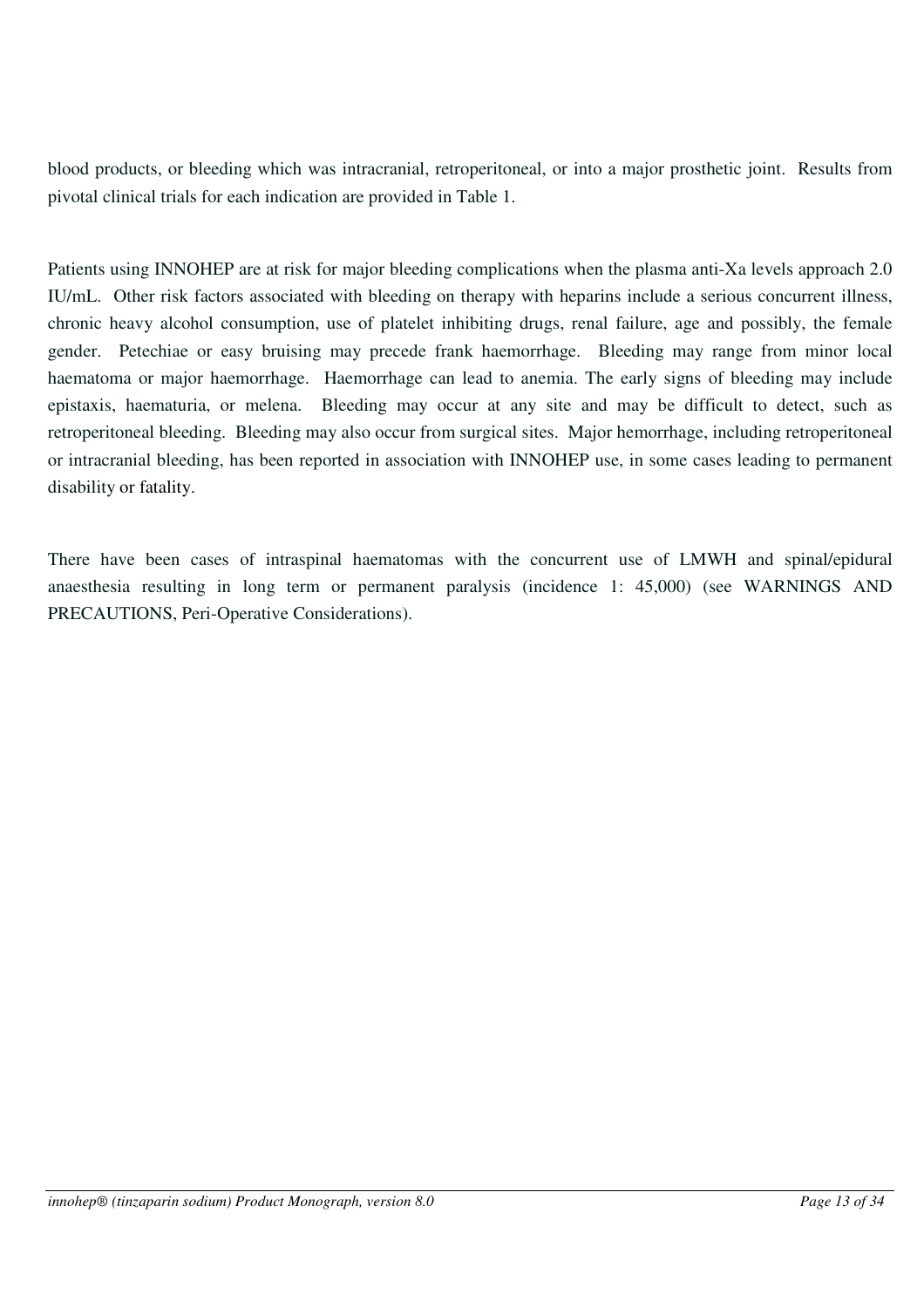blood products, or bleeding which was intracranial, retroperitoneal, or into a major prosthetic joint. Results from pivotal clinical trials for each indication are provided in Table 1.

Patients using INNOHEP are at risk for major bleeding complications when the plasma anti-Xa levels approach 2.0 IU/mL. Other risk factors associated with bleeding on therapy with heparins include a serious concurrent illness, chronic heavy alcohol consumption, use of platelet inhibiting drugs, renal failure, age and possibly, the female gender. Petechiae or easy bruising may precede frank haemorrhage. Bleeding may range from minor local haematoma or major haemorrhage. Haemorrhage can lead to anemia. The early signs of bleeding may include epistaxis, haematuria, or melena. Bleeding may occur at any site and may be difficult to detect, such as retroperitoneal bleeding. Bleeding may also occur from surgical sites. Major hemorrhage, including retroperitoneal or intracranial bleeding, has been reported in association with INNOHEP use, in some cases leading to permanent disability or fatality.

There have been cases of intraspinal haematomas with the concurrent use of LMWH and spinal/epidural anaesthesia resulting in long term or permanent paralysis (incidence 1: 45,000) (see WARNINGS AND PRECAUTIONS, Peri-Operative Considerations).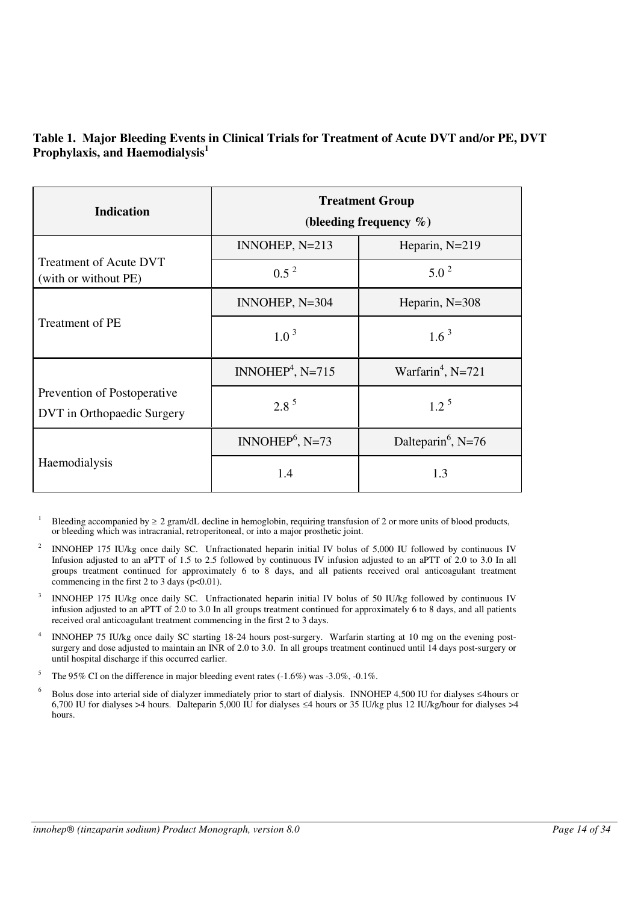**Table 1. Major Bleeding Events in Clinical Trials for Treatment of Acute DVT and/or PE, DVT Prophylaxis, and Haemodialysis[1]**

| Indication | Treatment Group (bleeding frequency %) | |
|---|---|---|
| Treatment of Acute DVT (with or without PE) | INNOHEP, N=213 | Heparin, N=219 |
| | 0.5 [2] | 5.0 [2] |
| Treatment of PE | INNOHEP, N=304 | Heparin, N=308 |
| | 1.0 [3] | 1.6 [3] |
| Prevention of Postoperative DVT in Orthopaedic Surgery | INNOHEP[4], N=715 | Warfarin[4], N=721 |
| | 2.8 [5] | 1.2 [5] |
| Haemodialysis | INNOHEP[6], N=73 | Dalteparin[6], N=76 |
| | 1.4 | 1.3 |

[1] Bleeding accompanied by ≥ 2 gram/dL decline in hemoglobin, requiring transfusion of 2 or more units of blood products, or bleeding which was intracranial, retroperitoneal, or into a major prosthetic joint.

[2] INNOHEP 175 IU/kg once daily SC. Unfractionated heparin initial IV bolus of 5,000 IU followed by continuous IV Infusion adjusted to an aPTT of 1.5 to 2.5 followed by continuous IV infusion adjusted to an aPTT of 2.0 to 3.0 In all groups treatment continued for approximately 6 to 8 days, and all patients received oral anticoagulant treatment commencing in the first 2 to 3 days ($p<0.01$).

[3] INNOHEP 175 IU/kg once daily SC. Unfractionated heparin initial IV bolus of 50 IU/kg followed by continuous IV infusion adjusted to an aPTT of 2.0 to 3.0 In all groups treatment continued for approximately 6 to 8 days, and all patients received oral anticoagulant treatment commencing in the first 2 to 3 days.

[4] INNOHEP 75 IU/kg once daily SC starting 18-24 hours post-surgery. Warfarin starting at 10 mg on the evening post-surgery and dose adjusted to maintain an INR of 2.0 to 3.0. In all groups treatment continued until 14 days post-surgery or until hospital discharge if this occurred earlier.

[5] The 95% CI on the difference in major bleeding event rates (-1.6%) was -3.0%, -0.1%.

[6] Bolus dose into arterial side of dialyzer immediately prior to start of dialysis. INNOHEP 4,500 IU for dialyses ≤4hours or 6,700 IU for dialyses >4 hours. Dalteparin 5,000 IU for dialyses ≤4 hours or 35 IU/kg plus 12 IU/kg/hour for dialyses >4 hours.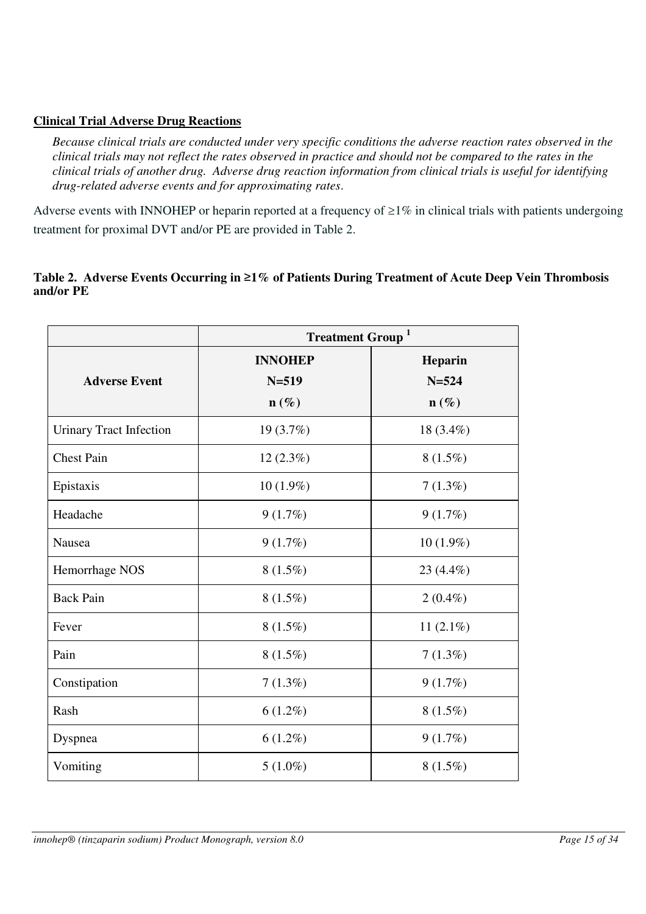**Clinical Trial Adverse Drug Reactions**

*Because clinical trials are conducted under very specific conditions the adverse reaction rates observed in the clinical trials may not reflect the rates observed in practice and should not be compared to the rates in the clinical trials of another drug. Adverse drug reaction information from clinical trials is useful for identifying drug-related adverse events and for approximating rates.*

Adverse events with INNOHEP or heparin reported at a frequency of ≥1% in clinical trials with patients undergoing treatment for proximal DVT and/or PE are provided in Table 2.

**Table 2. Adverse Events Occurring in ≥1% of Patients During Treatment of Acute Deep Vein Thrombosis and/or PE**

| | Treatment Group [1] | |
|---|---|---|
| **Adverse Event** | **INNOHEP N=519 n (%)** | **Heparin N=524 n (%)** |
| Urinary Tract Infection | 19 (3.7%) | 18 (3.4%) |
| Chest Pain | 12 (2.3%) | 8 (1.5%) |
| Epistaxis | 10 (1.9%) | 7 (1.3%) |
| Headache | 9 (1.7%) | 9 (1.7%) |
| Nausea | 9 (1.7%) | 10 (1.9%) |
| Hemorrhage NOS | 8 (1.5%) | 23 (4.4%) |
| Back Pain | 8 (1.5%) | 2 (0.4%) |
| Fever | 8 (1.5%) | 11 (2.1%) |
| Pain | 8 (1.5%) | 7 (1.3%) |
| Constipation | 7 (1.3%) | 9 (1.7%) |
| Rash | 6 (1.2%) | 8 (1.5%) |
| Dyspnea | 6 (1.2%) | 9 (1.7%) |
| Vomiting | 5 (1.0%) | 8 (1.5%) |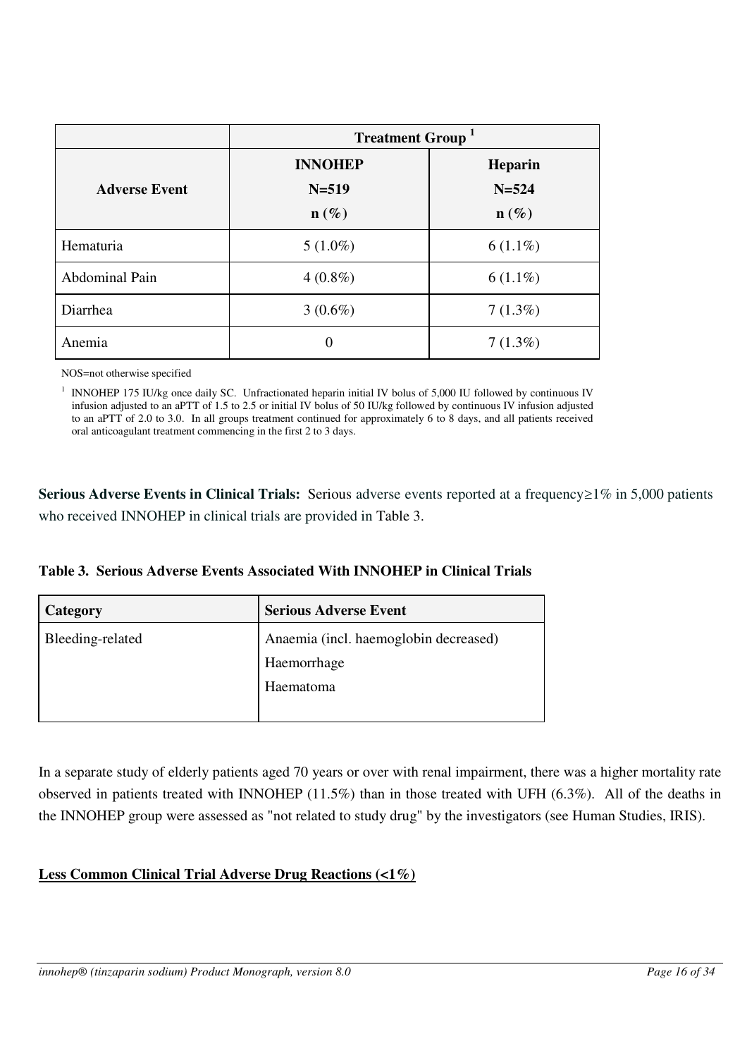| Adverse Event | Treatment Group [1] | |
|---|---|---|
| | INNOHEP N=519 n (%) | Heparin N=524 n (%) |
| Hematuria | 5 (1.0%) | 6 (1.1%) |
| Abdominal Pain | 4 (0.8%) | 6 (1.1%) |
| Diarrhea | 3 (0.6%) | 7 (1.3%) |
| Anemia | 0 | 7 (1.3%) |

NOS=not otherwise specified

[1] INNOHEP 175 IU/kg once daily SC. Unfractionated heparin initial IV bolus of 5,000 IU followed by continuous IV infusion adjusted to an aPTT of 1.5 to 2.5 or initial IV bolus of 50 IU/kg followed by continuous IV infusion adjusted to an aPTT of 2.0 to 3.0. In all groups treatment continued for approximately 6 to 8 days, and all patients received oral anticoagulant treatment commencing in the first 2 to 3 days.

**Serious Adverse Events in Clinical Trials:** Serious adverse events reported at a frequency≥1% in 5,000 patients who received INNOHEP in clinical trials are provided in Table 3.

**Table 3. Serious Adverse Events Associated With INNOHEP in Clinical Trials**

| Category | Serious Adverse Event |
|---|---|
| Bleeding-related | Anaemia (incl. haemoglobin decreased)<br>Haemorrhage<br>Haematoma |

In a separate study of elderly patients aged 70 years or over with renal impairment, there was a higher mortality rate observed in patients treated with INNOHEP (11.5%) than in those treated with UFH (6.3%). All of the deaths in the INNOHEP group were assessed as "not related to study drug" by the investigators (see Human Studies, IRIS).

**<u>Less Common Clinical Trial Adverse Drug Reactions (<1%)</u>**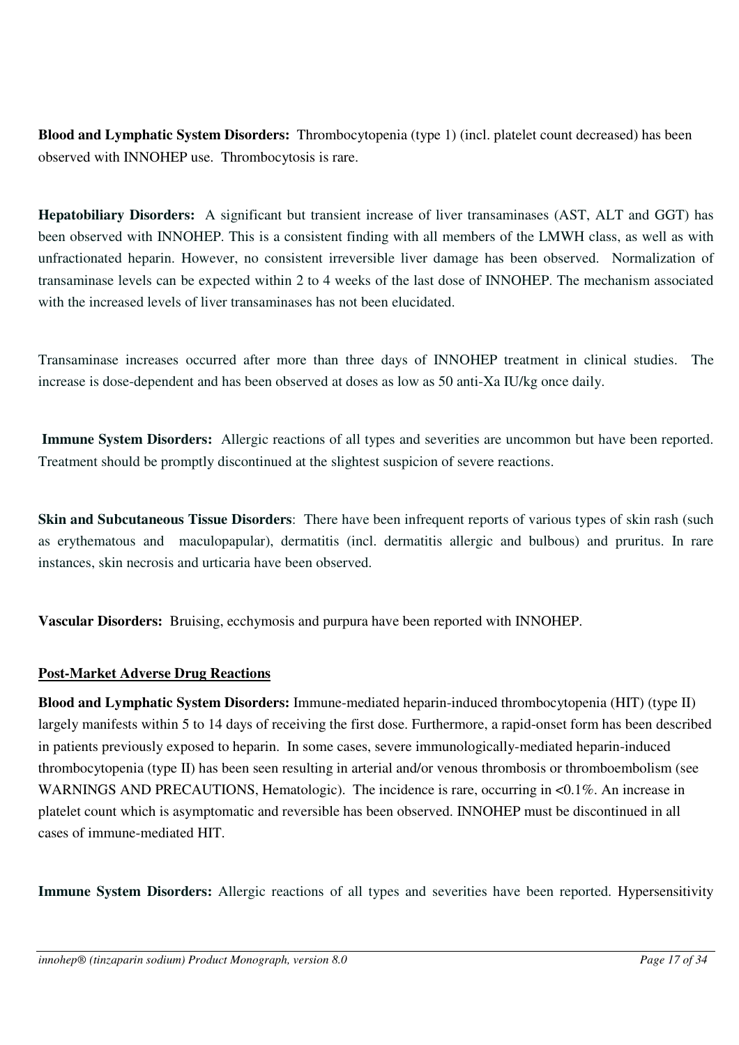**Blood and Lymphatic System Disorders:** Thrombocytopenia (type 1) (incl. platelet count decreased) has been observed with INNOHEP use. Thrombocytosis is rare.

**Hepatobiliary Disorders:** A significant but transient increase of liver transaminases (AST, ALT and GGT) has been observed with INNOHEP. This is a consistent finding with all members of the LMWH class, as well as with unfractionated heparin. However, no consistent irreversible liver damage has been observed. Normalization of transaminase levels can be expected within 2 to 4 weeks of the last dose of INNOHEP. The mechanism associated with the increased levels of liver transaminases has not been elucidated.

Transaminase increases occurred after more than three days of INNOHEP treatment in clinical studies. The increase is dose-dependent and has been observed at doses as low as 50 anti-Xa IU/kg once daily.

**Immune System Disorders:** Allergic reactions of all types and severities are uncommon but have been reported. Treatment should be promptly discontinued at the slightest suspicion of severe reactions.

**Skin and Subcutaneous Tissue Disorders**: There have been infrequent reports of various types of skin rash (such as erythematous and maculopapular), dermatitis (incl. dermatitis allergic and bulbous) and pruritus. In rare instances, skin necrosis and urticaria have been observed.

**Vascular Disorders:** Bruising, ecchymosis and purpura have been reported with INNOHEP.

**Post-Market Adverse Drug Reactions**

**Blood and Lymphatic System Disorders:** Immune-mediated heparin-induced thrombocytopenia (HIT) (type II) largely manifests within 5 to 14 days of receiving the first dose. Furthermore, a rapid-onset form has been described in patients previously exposed to heparin. In some cases, severe immunologically-mediated heparin-induced thrombocytopenia (type II) has been seen resulting in arterial and/or venous thrombosis or thromboembolism (see WARNINGS AND PRECAUTIONS, Hematologic). The incidence is rare, occurring in <0.1%. An increase in platelet count which is asymptomatic and reversible has been observed. INNOHEP must be discontinued in all cases of immune-mediated HIT.

**Immune System Disorders:** Allergic reactions of all types and severities have been reported. Hypersensitivity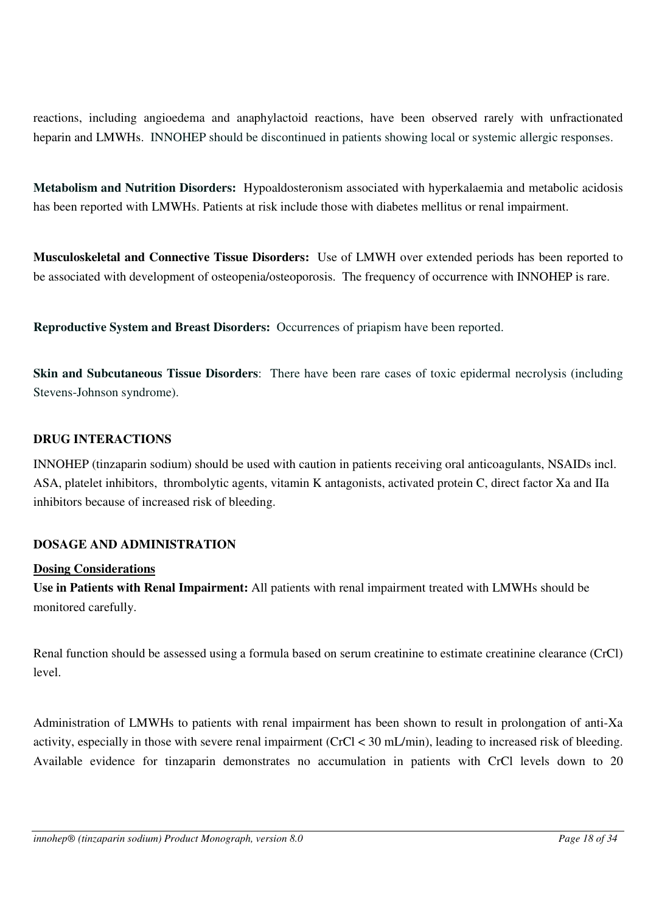reactions, including angioedema and anaphylactoid reactions, have been observed rarely with unfractionated heparin and LMWHs. INNOHEP should be discontinued in patients showing local or systemic allergic responses.

**Metabolism and Nutrition Disorders:** Hypoaldosteronism associated with hyperkalaemia and metabolic acidosis has been reported with LMWHs. Patients at risk include those with diabetes mellitus or renal impairment.

**Musculoskeletal and Connective Tissue Disorders:** Use of LMWH over extended periods has been reported to be associated with development of osteopenia/osteoporosis. The frequency of occurrence with INNOHEP is rare.

**Reproductive System and Breast Disorders:** Occurrences of priapism have been reported.

**Skin and Subcutaneous Tissue Disorders**: There have been rare cases of toxic epidermal necrolysis (including Stevens-Johnson syndrome).

## DRUG INTERACTIONS

INNOHEP (tinzaparin sodium) should be used with caution in patients receiving oral anticoagulants, NSAIDs incl. ASA, platelet inhibitors, thrombolytic agents, vitamin K antagonists, activated protein C, direct factor Xa and IIa inhibitors because of increased risk of bleeding.

## DOSAGE AND ADMINISTRATION

### Dosing Considerations

**Use in Patients with Renal Impairment:** All patients with renal impairment treated with LMWHs should be monitored carefully.

Renal function should be assessed using a formula based on serum creatinine to estimate creatinine clearance (CrCl) level.

Administration of LMWHs to patients with renal impairment has been shown to result in prolongation of anti-Xa activity, especially in those with severe renal impairment (CrCl < 30 mL/min), leading to increased risk of bleeding. Available evidence for tinzaparin demonstrates no accumulation in patients with CrCl levels down to 20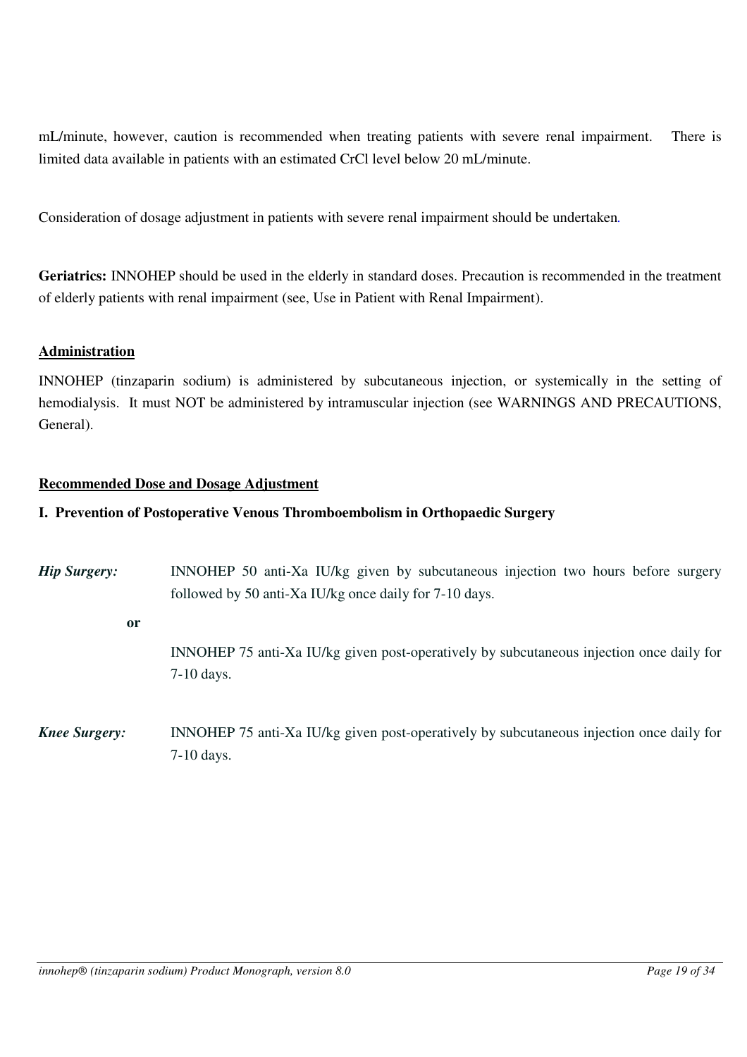mL/minute, however, caution is recommended when treating patients with severe renal impairment. There is limited data available in patients with an estimated CrCl level below 20 mL/minute.

Consideration of dosage adjustment in patients with severe renal impairment should be undertaken.

**Geriatrics:** INNOHEP should be used in the elderly in standard doses. Precaution is recommended in the treatment of elderly patients with renal impairment (see, Use in Patient with Renal Impairment).

**Administration**

INNOHEP (tinzaparin sodium) is administered by subcutaneous injection, or systemically in the setting of hemodialysis. It must NOT be administered by intramuscular injection (see WARNINGS AND PRECAUTIONS, General).

**Recommended Dose and Dosage Adjustment**

**I. Prevention of Postoperative Venous Thromboembolism in Orthopaedic Surgery**

***Hip Surgery:*** INNOHEP 50 anti-Xa IU/kg given by subcutaneous injection two hours before surgery followed by 50 anti-Xa IU/kg once daily for 7-10 days.

**or**

INNOHEP 75 anti-Xa IU/kg given post-operatively by subcutaneous injection once daily for 7-10 days.

***Knee Surgery:*** INNOHEP 75 anti-Xa IU/kg given post-operatively by subcutaneous injection once daily for 7-10 days.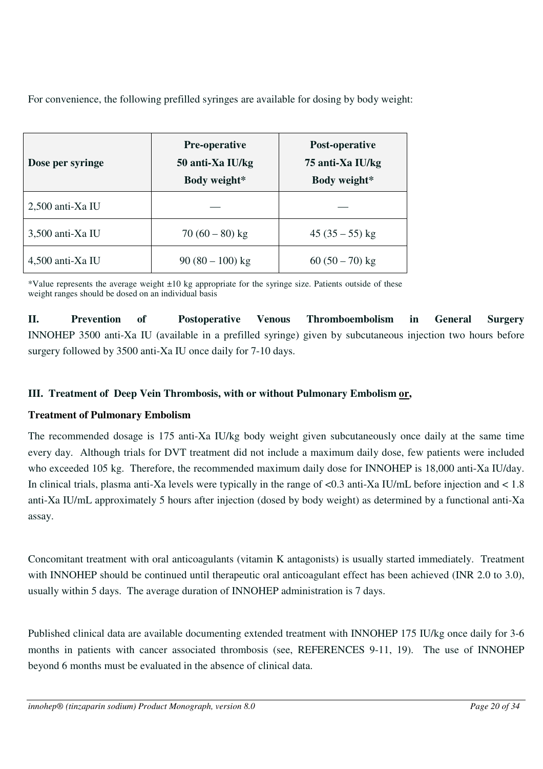For convenience, the following prefilled syringes are available for dosing by body weight:

| Dose per syringe | Pre-operative 50 anti-Xa IU/kg Body weight* | Post-operative 75 anti-Xa IU/kg Body weight* |
|---|---|---|
| 2,500 anti-Xa IU | — | — |
| 3,500 anti-Xa IU | 70 (60 – 80) kg | 45 (35 – 55) kg |
| 4,500 anti-Xa IU | 90 (80 – 100) kg | 60 (50 – 70) kg |

*Value represents the average weight ±10 kg appropriate for the syringe size. Patients outside of these weight ranges should be dosed on an individual basis

**II. Prevention of Postoperative Venous Thromboembolism in General Surgery** INNOHEP 3500 anti-Xa IU (available in a prefilled syringe) given by subcutaneous injection two hours before surgery followed by 3500 anti-Xa IU once daily for 7-10 days.

**III. Treatment of Deep Vein Thrombosis, with or without Pulmonary Embolism <u>or</u>,**

**Treatment of Pulmonary Embolism**

The recommended dosage is 175 anti-Xa IU/kg body weight given subcutaneously once daily at the same time every day. Although trials for DVT treatment did not include a maximum daily dose, few patients were included who exceeded 105 kg. Therefore, the recommended maximum daily dose for INNOHEP is 18,000 anti-Xa IU/day. In clinical trials, plasma anti-Xa levels were typically in the range of <0.3 anti-Xa IU/mL before injection and < 1.8 anti-Xa IU/mL approximately 5 hours after injection (dosed by body weight) as determined by a functional anti-Xa assay.

Concomitant treatment with oral anticoagulants (vitamin K antagonists) is usually started immediately. Treatment with INNOHEP should be continued until therapeutic oral anticoagulant effect has been achieved (INR 2.0 to 3.0), usually within 5 days. The average duration of INNOHEP administration is 7 days.

Published clinical data are available documenting extended treatment with INNOHEP 175 IU/kg once daily for 3-6 months in patients with cancer associated thrombosis (see, REFERENCES 9-11, 19). The use of INNOHEP beyond 6 months must be evaluated in the absence of clinical data.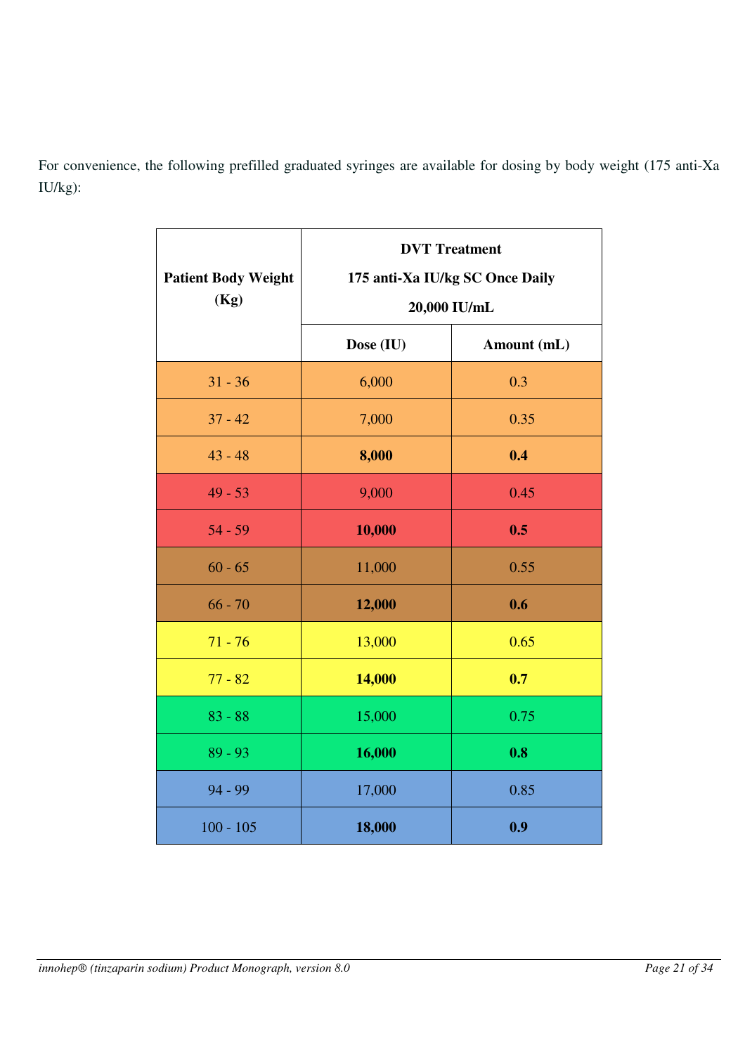For convenience, the following prefilled graduated syringes are available for dosing by body weight (175 anti-Xa IU/kg):

| Patient Body Weight (Kg) | DVT Treatment 175 anti-Xa IU/kg SC Once Daily 20,000 IU/mL | |
|---|---|---|
| | Dose (IU) | Amount (mL) |
| 31 - 36 | 6,000 | 0.3 |
| 37 - 42 | 7,000 | 0.35 |
| 43 - 48 | **8,000** | **0.4** |
| 49 - 53 | 9,000 | 0.45 |
| 54 - 59 | **10,000** | **0.5** |
| 60 - 65 | 11,000 | 0.55 |
| 66 - 70 | **12,000** | **0.6** |
| 71 - 76 | 13,000 | 0.65 |
| 77 - 82 | **14,000** | **0.7** |
| 83 - 88 | 15,000 | 0.75 |
| 89 - 93 | **16,000** | **0.8** |
| 94 - 99 | 17,000 | 0.85 |
| 100 - 105 | **18,000** | **0.9** |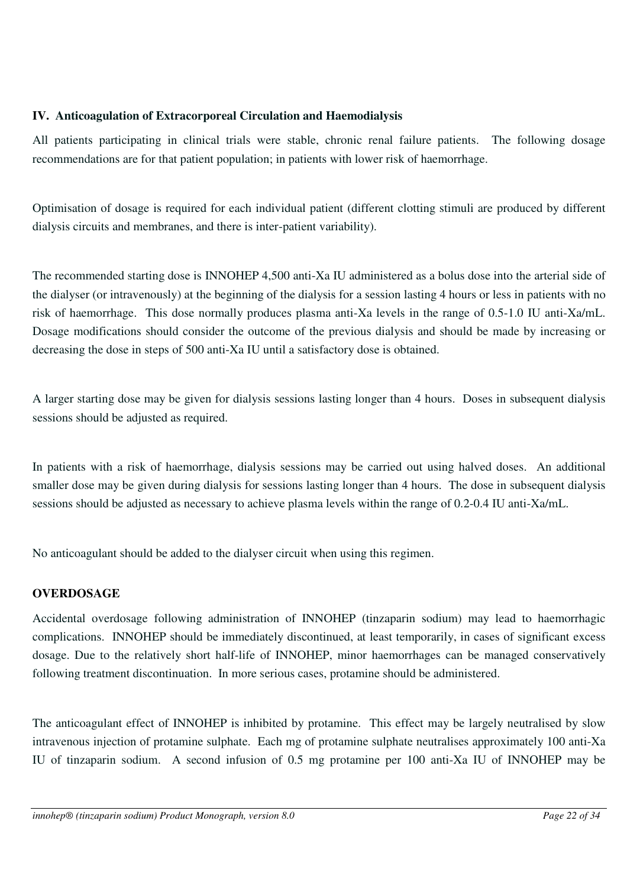### IV. Anticoagulation of Extracorporeal Circulation and Haemodialysis

All patients participating in clinical trials were stable, chronic renal failure patients. The following dosage recommendations are for that patient population; in patients with lower risk of haemorrhage.

Optimisation of dosage is required for each individual patient (different clotting stimuli are produced by different dialysis circuits and membranes, and there is inter-patient variability).

The recommended starting dose is INNOHEP 4,500 anti-Xa IU administered as a bolus dose into the arterial side of the dialyser (or intravenously) at the beginning of the dialysis for a session lasting 4 hours or less in patients with no risk of haemorrhage. This dose normally produces plasma anti-Xa levels in the range of 0.5-1.0 IU anti-Xa/mL. Dosage modifications should consider the outcome of the previous dialysis and should be made by increasing or decreasing the dose in steps of 500 anti-Xa IU until a satisfactory dose is obtained.

A larger starting dose may be given for dialysis sessions lasting longer than 4 hours. Doses in subsequent dialysis sessions should be adjusted as required.

In patients with a risk of haemorrhage, dialysis sessions may be carried out using halved doses. An additional smaller dose may be given during dialysis for sessions lasting longer than 4 hours. The dose in subsequent dialysis sessions should be adjusted as necessary to achieve plasma levels within the range of 0.2-0.4 IU anti-Xa/mL.

No anticoagulant should be added to the dialyser circuit when using this regimen.

## OVERDOSAGE

Accidental overdosage following administration of INNOHEP (tinzaparin sodium) may lead to haemorrhagic complications. INNOHEP should be immediately discontinued, at least temporarily, in cases of significant excess dosage. Due to the relatively short half-life of INNOHEP, minor haemorrhages can be managed conservatively following treatment discontinuation. In more serious cases, protamine should be administered.

The anticoagulant effect of INNOHEP is inhibited by protamine. This effect may be largely neutralised by slow intravenous injection of protamine sulphate. Each mg of protamine sulphate neutralises approximately 100 anti-Xa IU of tinzaparin sodium. A second infusion of 0.5 mg protamine per 100 anti-Xa IU of INNOHEP may be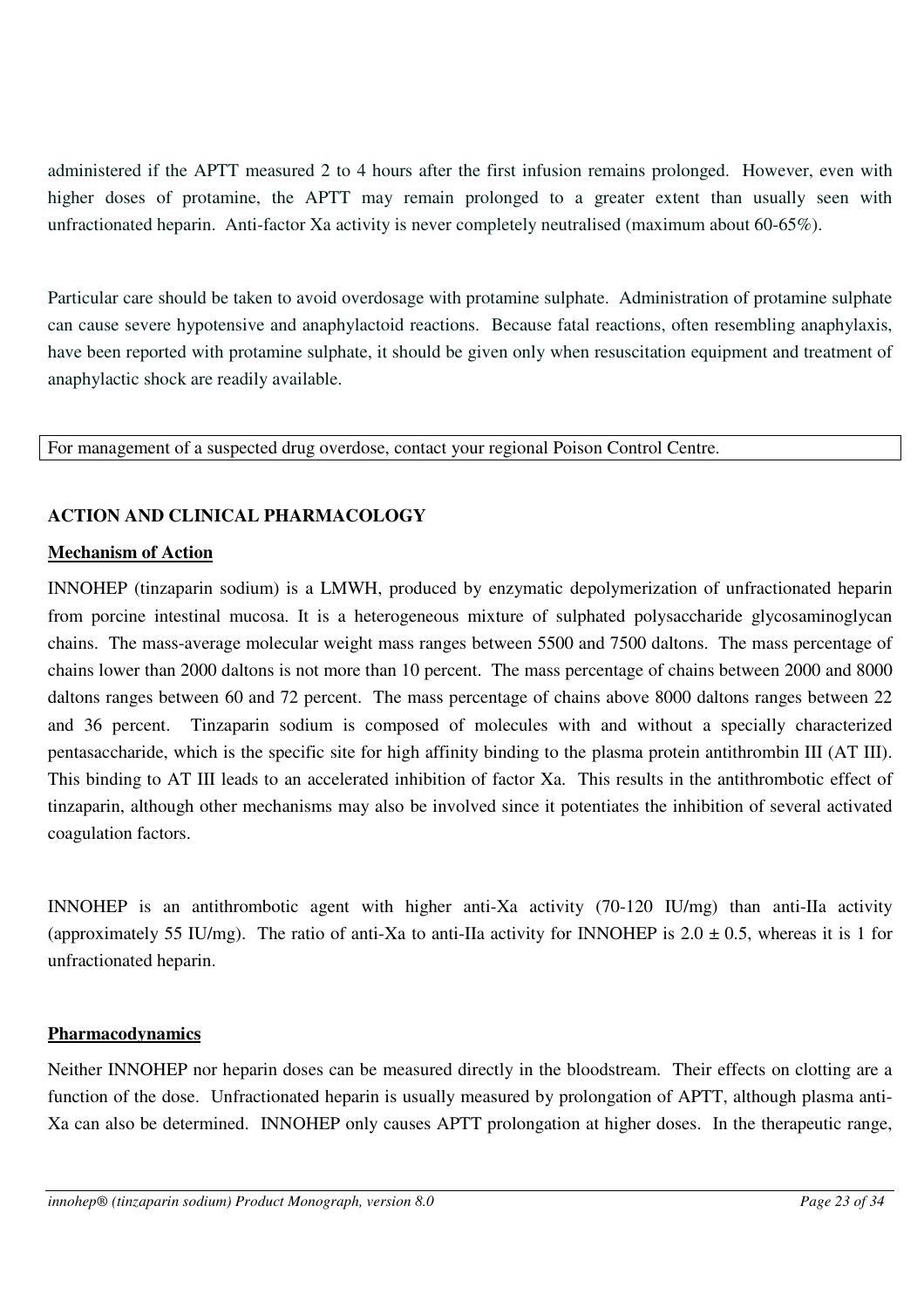administered if the APTT measured 2 to 4 hours after the first infusion remains prolonged. However, even with higher doses of protamine, the APTT may remain prolonged to a greater extent than usually seen with unfractionated heparin. Anti-factor Xa activity is never completely neutralised (maximum about 60-65%).

Particular care should be taken to avoid overdosage with protamine sulphate. Administration of protamine sulphate can cause severe hypotensive and anaphylactoid reactions. Because fatal reactions, often resembling anaphylaxis, have been reported with protamine sulphate, it should be given only when resuscitation equipment and treatment of anaphylactic shock are readily available.

| For management of a suspected drug overdose, contact your regional Poison Control Centre. |
|---|

## ACTION AND CLINICAL PHARMACOLOGY

### Mechanism of Action

INNOHEP (tinzaparin sodium) is a LMWH, produced by enzymatic depolymerization of unfractionated heparin from porcine intestinal mucosa. It is a heterogeneous mixture of sulphated polysaccharide glycosaminoglycan chains. The mass-average molecular weight mass ranges between 5500 and 7500 daltons. The mass percentage of chains lower than 2000 daltons is not more than 10 percent. The mass percentage of chains between 2000 and 8000 daltons ranges between 60 and 72 percent. The mass percentage of chains above 8000 daltons ranges between 22 and 36 percent. Tinzaparin sodium is composed of molecules with and without a specially characterized pentasaccharide, which is the specific site for high affinity binding to the plasma protein antithrombin III (AT III). This binding to AT III leads to an accelerated inhibition of factor Xa. This results in the antithrombotic effect of tinzaparin, although other mechanisms may also be involved since it potentiates the inhibition of several activated coagulation factors.

INNOHEP is an antithrombotic agent with higher anti-Xa activity (70-120 IU/mg) than anti-IIa activity (approximately 55 IU/mg). The ratio of anti-Xa to anti-IIa activity for INNOHEP is $2.0 \pm 0.5$, whereas it is 1 for unfractionated heparin.

### Pharmacodynamics

Neither INNOHEP nor heparin doses can be measured directly in the bloodstream. Their effects on clotting are a function of the dose. Unfractionated heparin is usually measured by prolongation of APTT, although plasma anti-Xa can also be determined. INNOHEP only causes APTT prolongation at higher doses. In the therapeutic range,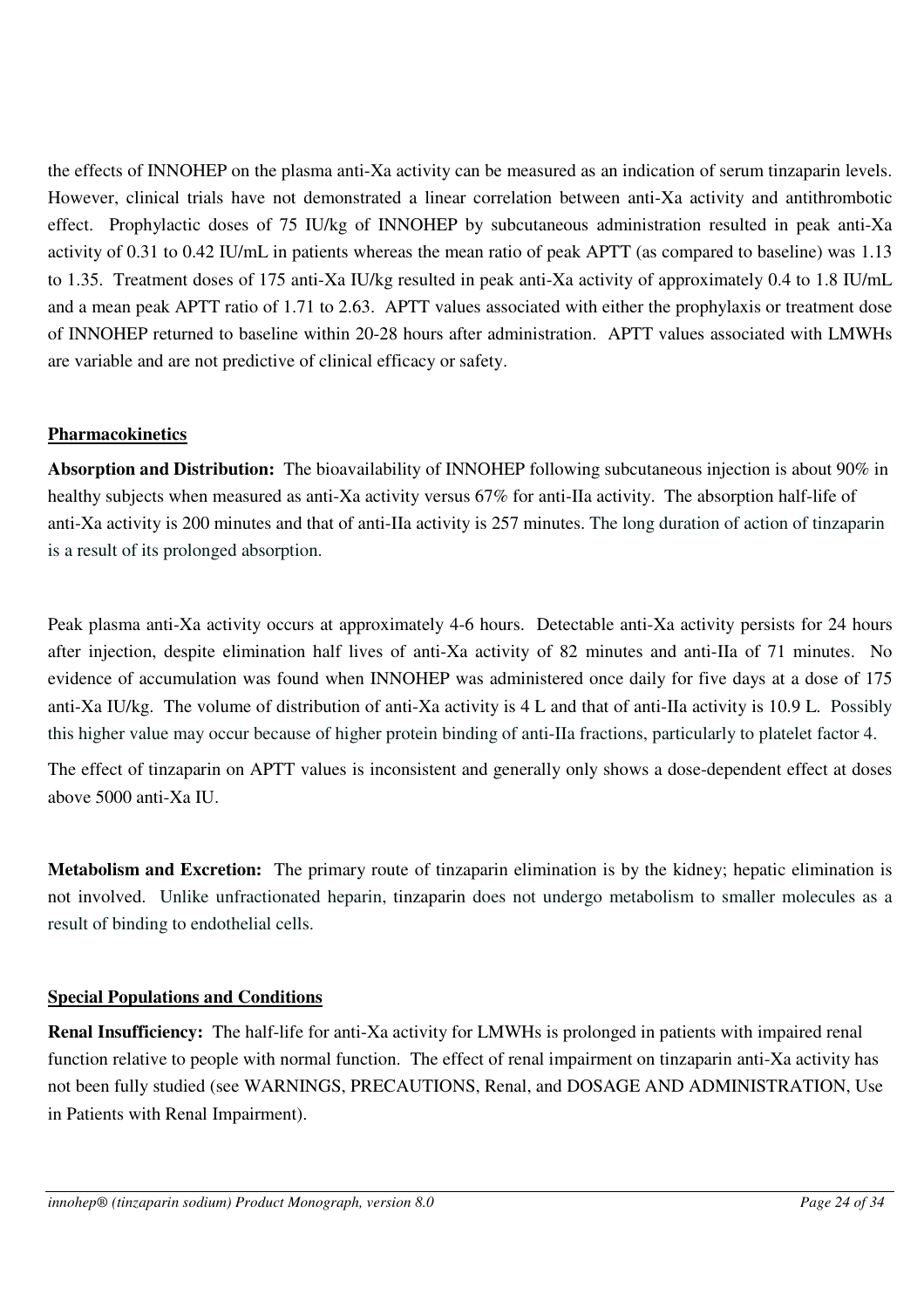the effects of INNOHEP on the plasma anti-Xa activity can be measured as an indication of serum tinzaparin levels. However, clinical trials have not demonstrated a linear correlation between anti-Xa activity and antithrombotic effect. Prophylactic doses of 75 IU/kg of INNOHEP by subcutaneous administration resulted in peak anti-Xa activity of 0.31 to 0.42 IU/mL in patients whereas the mean ratio of peak APTT (as compared to baseline) was 1.13 to 1.35. Treatment doses of 175 anti-Xa IU/kg resulted in peak anti-Xa activity of approximately 0.4 to 1.8 IU/mL and a mean peak APTT ratio of 1.71 to 2.63. APTT values associated with either the prophylaxis or treatment dose of INNOHEP returned to baseline within 20-28 hours after administration. APTT values associated with LMWHs are variable and are not predictive of clinical efficacy or safety.

## Pharmacokinetics

**Absorption and Distribution:** The bioavailability of INNOHEP following subcutaneous injection is about 90% in healthy subjects when measured as anti-Xa activity versus 67% for anti-IIa activity. The absorption half-life of anti-Xa activity is 200 minutes and that of anti-IIa activity is 257 minutes. The long duration of action of tinzaparin is a result of its prolonged absorption.

Peak plasma anti-Xa activity occurs at approximately 4-6 hours. Detectable anti-Xa activity persists for 24 hours after injection, despite elimination half lives of anti-Xa activity of 82 minutes and anti-IIa of 71 minutes. No evidence of accumulation was found when INNOHEP was administered once daily for five days at a dose of 175 anti-Xa IU/kg. The volume of distribution of anti-Xa activity is 4 L and that of anti-IIa activity is 10.9 L. Possibly this higher value may occur because of higher protein binding of anti-IIa fractions, particularly to platelet factor 4.

The effect of tinzaparin on APTT values is inconsistent and generally only shows a dose-dependent effect at doses above 5000 anti-Xa IU.

**Metabolism and Excretion:** The primary route of tinzaparin elimination is by the kidney; hepatic elimination is not involved. Unlike unfractionated heparin, tinzaparin does not undergo metabolism to smaller molecules as a result of binding to endothelial cells.

## Special Populations and Conditions

**Renal Insufficiency:** The half-life for anti-Xa activity for LMWHs is prolonged in patients with impaired renal function relative to people with normal function. The effect of renal impairment on tinzaparin anti-Xa activity has not been fully studied (see WARNINGS, PRECAUTIONS, Renal, and DOSAGE AND ADMINISTRATION, Use in Patients with Renal Impairment).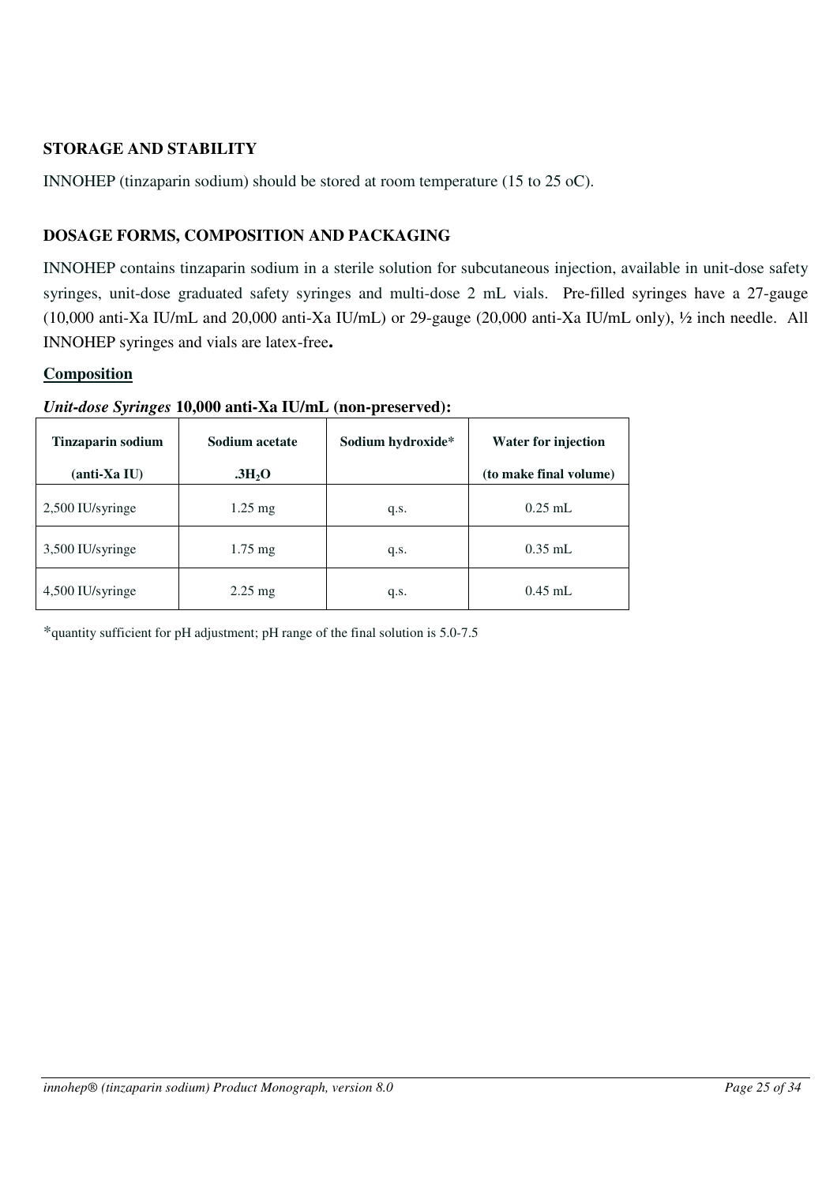## STORAGE AND STABILITY

INNOHEP (tinzaparin sodium) should be stored at room temperature (15 to 25 oC).

## DOSAGE FORMS, COMPOSITION AND PACKAGING

INNOHEP contains tinzaparin sodium in a sterile solution for subcutaneous injection, available in unit-dose safety syringes, unit-dose graduated safety syringes and multi-dose 2 mL vials. Pre-filled syringes have a 27-gauge (10,000 anti-Xa IU/mL and 20,000 anti-Xa IU/mL) or 29-gauge (20,000 anti-Xa IU/mL only), ½ inch needle. All INNOHEP syringes and vials are latex-free**.**

### Composition

***Unit-dose Syringes* 10,000 anti-Xa IU/mL (non-preserved):**

| Tinzaparin sodium (anti-Xa IU) | Sodium acetate $.3H_2O$ | Sodium hydroxide* | Water for injection (to make final volume) |
|---|---|---|---|
| 2,500 IU/syringe | 1.25 mg | q.s. | 0.25 mL |
| 3,500 IU/syringe | 1.75 mg | q.s. | 0.35 mL |
| 4,500 IU/syringe | 2.25 mg | q.s. | 0.45 mL |

*quantity sufficient for pH adjustment; pH range of the final solution is 5.0-7.5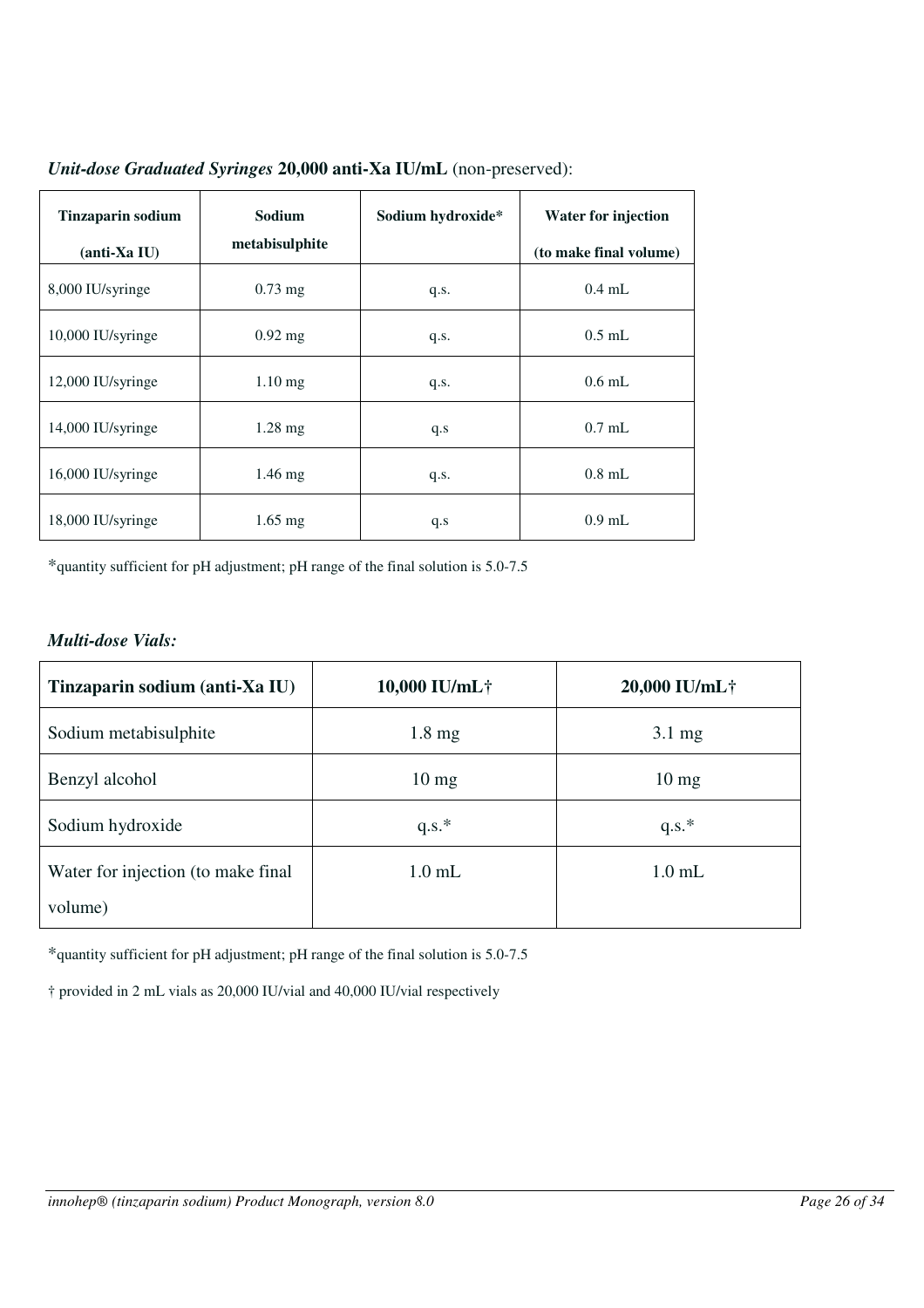***Unit-dose Graduated Syringes* 20,000 anti-Xa IU/mL** (non-preserved):

| Tinzaparin sodium (anti-Xa IU) | Sodium metabisulphite | Sodium hydroxide* | Water for injection (to make final volume) |
|---|---|---|---|
| 8,000 IU/syringe | 0.73 mg | q.s. | 0.4 mL |
| 10,000 IU/syringe | 0.92 mg | q.s. | 0.5 mL |
| 12,000 IU/syringe | 1.10 mg | q.s. | 0.6 mL |
| 14,000 IU/syringe | 1.28 mg | q.s | 0.7 mL |
| 16,000 IU/syringe | 1.46 mg | q.s. | 0.8 mL |
| 18,000 IU/syringe | 1.65 mg | q.s | 0.9 mL |

*quantity sufficient for pH adjustment; pH range of the final solution is 5.0-7.5

***Multi-dose Vials:***

| Tinzaparin sodium (anti-Xa IU) | 10,000 IU/mL† | 20,000 IU/mL† |
|---|---|---|
| Sodium metabisulphite | 1.8 mg | 3.1 mg |
| Benzyl alcohol | 10 mg | 10 mg |
| Sodium hydroxide | q.s.* | q.s.* |
| Water for injection (to make final volume) | 1.0 mL | 1.0 mL |

*quantity sufficient for pH adjustment; pH range of the final solution is 5.0-7.5

† provided in 2 mL vials as 20,000 IU/vial and 40,000 IU/vial respectively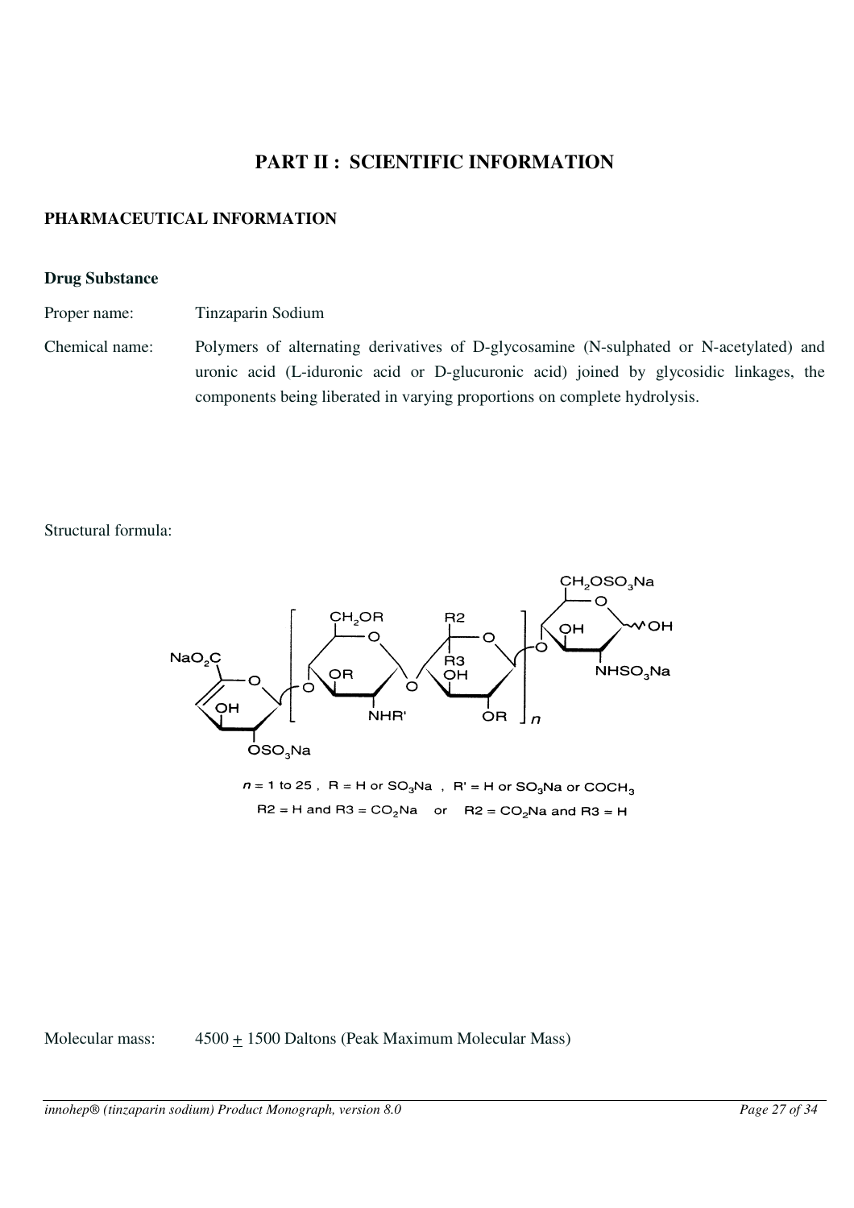# PART II : SCIENTIFIC INFORMATION

## PHARMACEUTICAL INFORMATION

### Drug Substance

Proper name: Tinzaparin Sodium

Chemical name: Polymers of alternating derivatives of D-glycosamine (N-sulphated or N-acetylated) and uronic acid (L-iduronic acid or D-glucuronic acid) joined by glycosidic linkages, the components being liberated in varying proportions on complete hydrolysis.

Structural formula:

$n$ = 1 to 25 , R = H or $SO_3Na$ , R' = H or $SO_3Na$ or $COCH_3$

R2 = H and R3 = $CO_2Na$ or R2 = $CO_2Na$ and R3 = H

Molecular mass: 4500 ± 1500 Daltons (Peak Maximum Molecular Mass)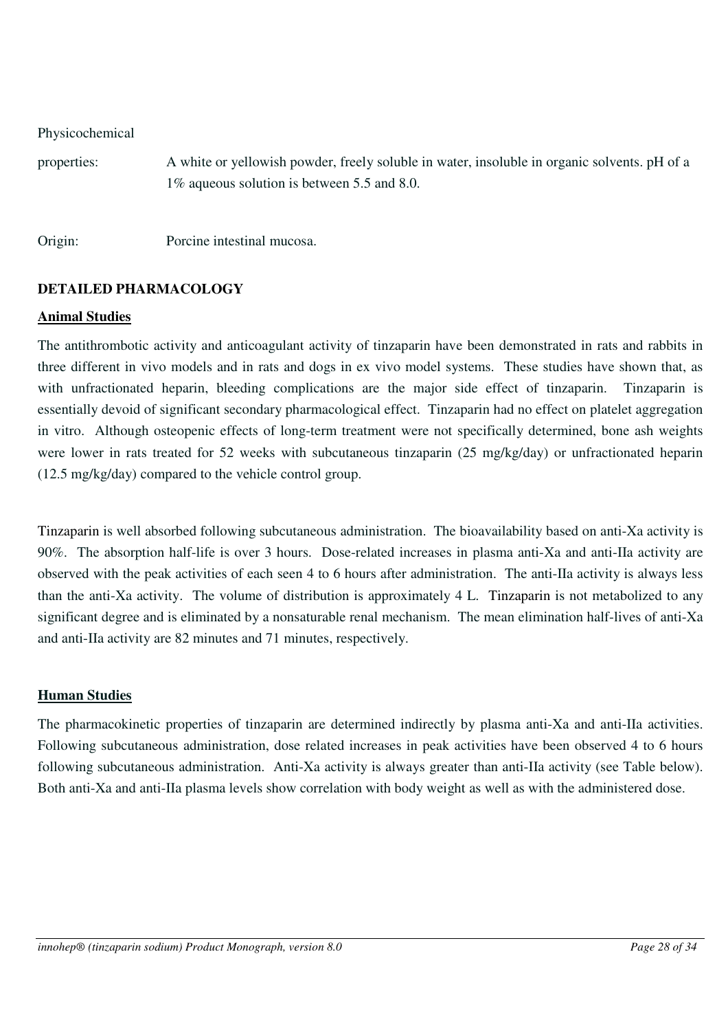Physicochemical

properties: A white or yellowish powder, freely soluble in water, insoluble in organic solvents. pH of a 1% aqueous solution is between 5.5 and 8.0.

Origin: Porcine intestinal mucosa.

## DETAILED PHARMACOLOGY

### Animal Studies

The antithrombotic activity and anticoagulant activity of tinzaparin have been demonstrated in rats and rabbits in three different in vivo models and in rats and dogs in ex vivo model systems. These studies have shown that, as with unfractionated heparin, bleeding complications are the major side effect of tinzaparin. Tinzaparin is essentially devoid of significant secondary pharmacological effect. Tinzaparin had no effect on platelet aggregation in vitro. Although osteopenic effects of long-term treatment were not specifically determined, bone ash weights were lower in rats treated for 52 weeks with subcutaneous tinzaparin (25 mg/kg/day) or unfractionated heparin (12.5 mg/kg/day) compared to the vehicle control group.

Tinzaparin is well absorbed following subcutaneous administration. The bioavailability based on anti-Xa activity is 90%. The absorption half-life is over 3 hours. Dose-related increases in plasma anti-Xa and anti-IIa activity are observed with the peak activities of each seen 4 to 6 hours after administration. The anti-IIa activity is always less than the anti-Xa activity. The volume of distribution is approximately 4 L. Tinzaparin is not metabolized to any significant degree and is eliminated by a nonsaturable renal mechanism. The mean elimination half-lives of anti-Xa and anti-IIa activity are 82 minutes and 71 minutes, respectively.

### Human Studies

The pharmacokinetic properties of tinzaparin are determined indirectly by plasma anti-Xa and anti-IIa activities. Following subcutaneous administration, dose related increases in peak activities have been observed 4 to 6 hours following subcutaneous administration. Anti-Xa activity is always greater than anti-IIa activity (see Table below). Both anti-Xa and anti-IIa plasma levels show correlation with body weight as well as with the administered dose.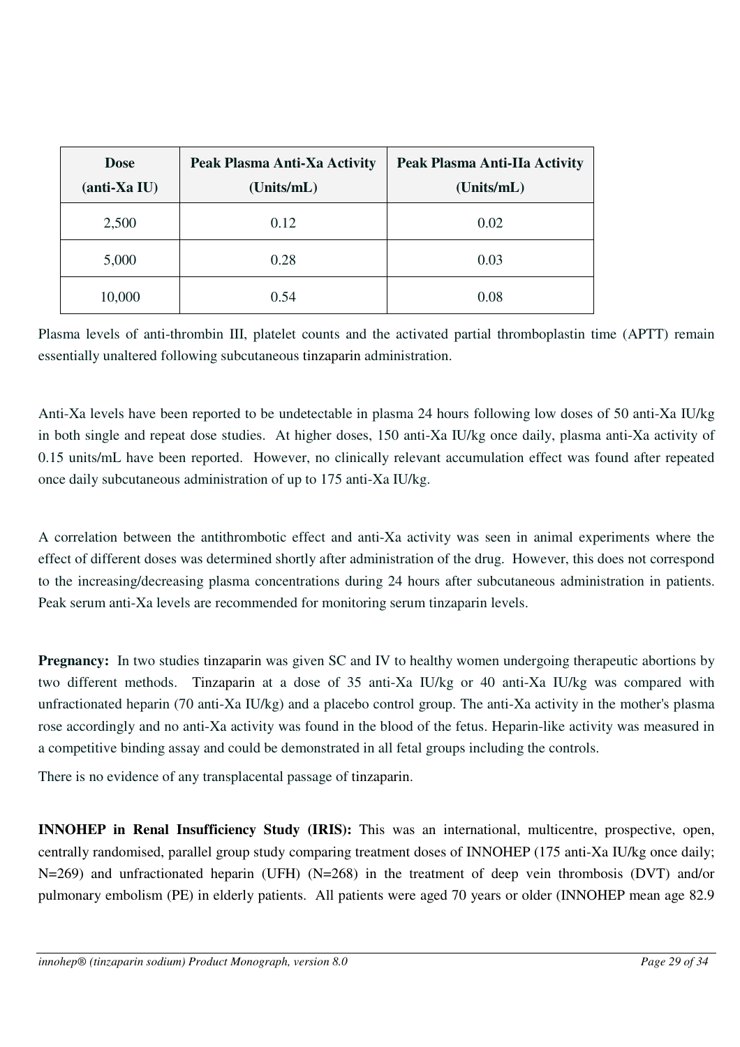| Dose (anti-Xa IU) | Peak Plasma Anti-Xa Activity (Units/mL) | Peak Plasma Anti-IIa Activity (Units/mL) |
|---|---|---|
| 2,500 | 0.12 | 0.02 |
| 5,000 | 0.28 | 0.03 |
| 10,000 | 0.54 | 0.08 |

Plasma levels of anti-thrombin III, platelet counts and the activated partial thromboplastin time (APTT) remain essentially unaltered following subcutaneous tinzaparin administration.

Anti-Xa levels have been reported to be undetectable in plasma 24 hours following low doses of 50 anti-Xa IU/kg in both single and repeat dose studies. At higher doses, 150 anti-Xa IU/kg once daily, plasma anti-Xa activity of 0.15 units/mL have been reported. However, no clinically relevant accumulation effect was found after repeated once daily subcutaneous administration of up to 175 anti-Xa IU/kg.

A correlation between the antithrombotic effect and anti-Xa activity was seen in animal experiments where the effect of different doses was determined shortly after administration of the drug. However, this does not correspond to the increasing/decreasing plasma concentrations during 24 hours after subcutaneous administration in patients. Peak serum anti-Xa levels are recommended for monitoring serum tinzaparin levels.

**Pregnancy:** In two studies tinzaparin was given SC and IV to healthy women undergoing therapeutic abortions by two different methods. Tinzaparin at a dose of 35 anti-Xa IU/kg or 40 anti-Xa IU/kg was compared with unfractionated heparin (70 anti-Xa IU/kg) and a placebo control group. The anti-Xa activity in the mother's plasma rose accordingly and no anti-Xa activity was found in the blood of the fetus. Heparin-like activity was measured in a competitive binding assay and could be demonstrated in all fetal groups including the controls.

There is no evidence of any transplacental passage of tinzaparin.

**INNOHEP in Renal Insufficiency Study (IRIS):** This was an international, multicentre, prospective, open, centrally randomised, parallel group study comparing treatment doses of INNOHEP (175 anti-Xa IU/kg once daily; N=269) and unfractionated heparin (UFH) (N=268) in the treatment of deep vein thrombosis (DVT) and/or pulmonary embolism (PE) in elderly patients. All patients were aged 70 years or older (INNOHEP mean age 82.9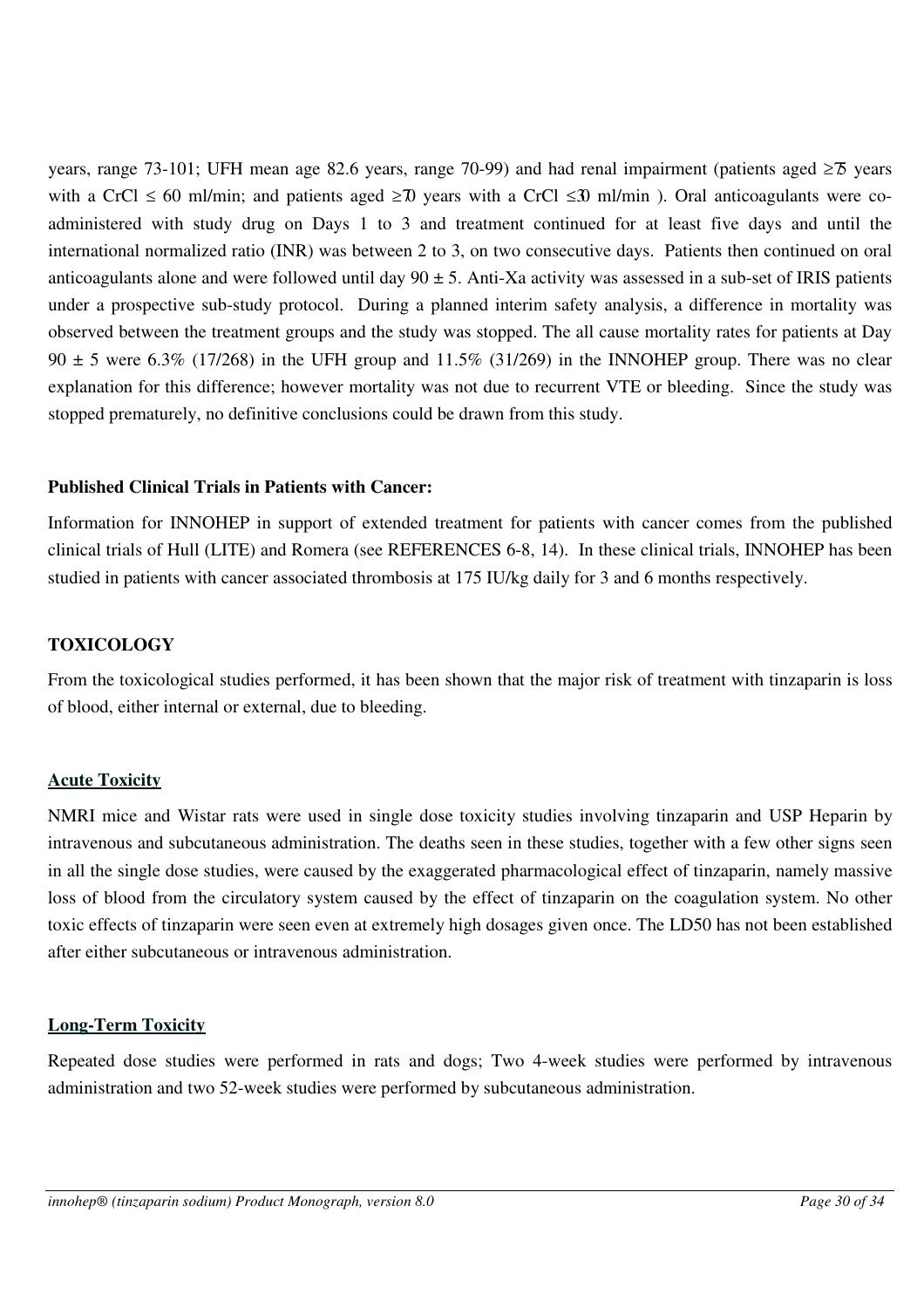years, range 73-101; UFH mean age 82.6 years, range 70-99) and had renal impairment (patients aged ≥75 years with a CrCl ≤ 60 ml/min; and patients aged ≥70 years with a CrCl ≤30 ml/min ). Oral anticoagulants were co-administered with study drug on Days 1 to 3 and treatment continued for at least five days and until the international normalized ratio (INR) was between 2 to 3, on two consecutive days. Patients then continued on oral anticoagulants alone and were followed until day 90 ± 5. Anti-Xa activity was assessed in a sub-set of IRIS patients under a prospective sub-study protocol. During a planned interim safety analysis, a difference in mortality was observed between the treatment groups and the study was stopped. The all cause mortality rates for patients at Day 90 ± 5 were 6.3% (17/268) in the UFH group and 11.5% (31/269) in the INNOHEP group. There was no clear explanation for this difference; however mortality was not due to recurrent VTE or bleeding. Since the study was stopped prematurely, no definitive conclusions could be drawn from this study.

**Published Clinical Trials in Patients with Cancer:**

Information for INNOHEP in support of extended treatment for patients with cancer comes from the published clinical trials of Hull (LITE) and Romera (see REFERENCES 6-8, 14). In these clinical trials, INNOHEP has been studied in patients with cancer associated thrombosis at 175 IU/kg daily for 3 and 6 months respectively.

## TOXICOLOGY

From the toxicological studies performed, it has been shown that the major risk of treatment with tinzaparin is loss of blood, either internal or external, due to bleeding.

### Acute Toxicity

NMRI mice and Wistar rats were used in single dose toxicity studies involving tinzaparin and USP Heparin by intravenous and subcutaneous administration. The deaths seen in these studies, together with a few other signs seen in all the single dose studies, were caused by the exaggerated pharmacological effect of tinzaparin, namely massive loss of blood from the circulatory system caused by the effect of tinzaparin on the coagulation system. No other toxic effects of tinzaparin were seen even at extremely high dosages given once. The LD50 has not been established after either subcutaneous or intravenous administration.

### Long-Term Toxicity

Repeated dose studies were performed in rats and dogs; Two 4-week studies were performed by intravenous administration and two 52-week studies were performed by subcutaneous administration.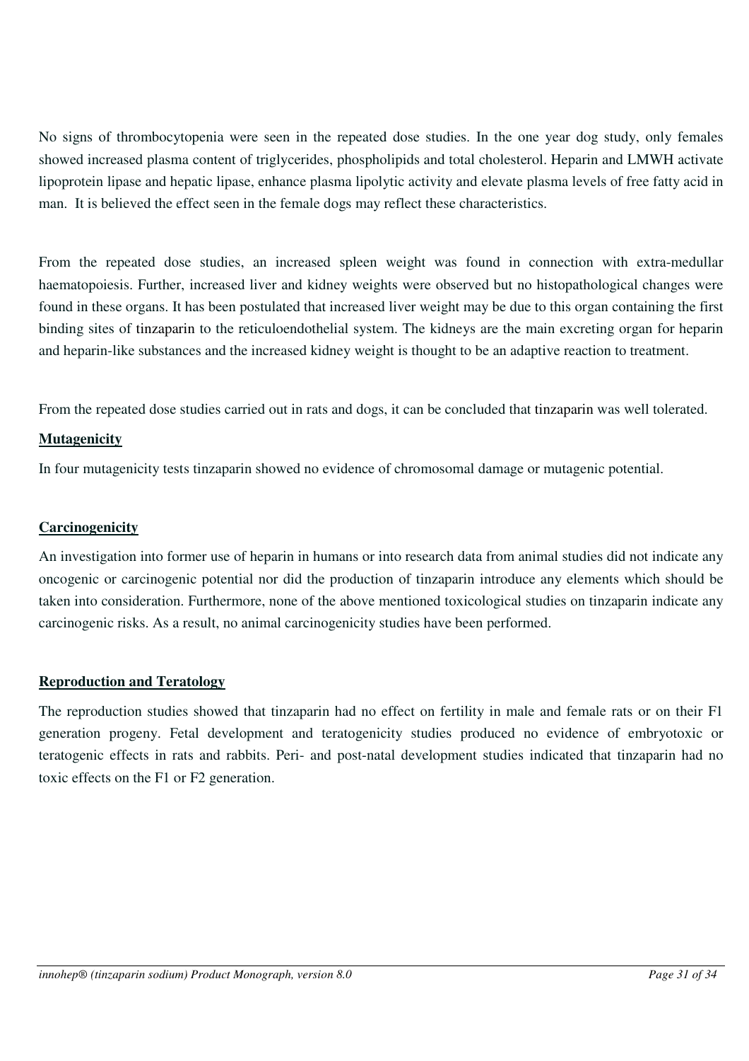No signs of thrombocytopenia were seen in the repeated dose studies. In the one year dog study, only females showed increased plasma content of triglycerides, phospholipids and total cholesterol. Heparin and LMWH activate lipoprotein lipase and hepatic lipase, enhance plasma lipolytic activity and elevate plasma levels of free fatty acid in man. It is believed the effect seen in the female dogs may reflect these characteristics.

From the repeated dose studies, an increased spleen weight was found in connection with extra-medullar haematopoiesis. Further, increased liver and kidney weights were observed but no histopathological changes were found in these organs. It has been postulated that increased liver weight may be due to this organ containing the first binding sites of tinzaparin to the reticuloendothelial system. The kidneys are the main excreting organ for heparin and heparin-like substances and the increased kidney weight is thought to be an adaptive reaction to treatment.

From the repeated dose studies carried out in rats and dogs, it can be concluded that tinzaparin was well tolerated.

**Mutagenicity**

In four mutagenicity tests tinzaparin showed no evidence of chromosomal damage or mutagenic potential.

**Carcinogenicity**

An investigation into former use of heparin in humans or into research data from animal studies did not indicate any oncogenic or carcinogenic potential nor did the production of tinzaparin introduce any elements which should be taken into consideration. Furthermore, none of the above mentioned toxicological studies on tinzaparin indicate any carcinogenic risks. As a result, no animal carcinogenicity studies have been performed.

**Reproduction and Teratology**

The reproduction studies showed that tinzaparin had no effect on fertility in male and female rats or on their F1 generation progeny. Fetal development and teratogenicity studies produced no evidence of embryotoxic or teratogenic effects in rats and rabbits. Peri- and post-natal development studies indicated that tinzaparin had no toxic effects on the F1 or F2 generation.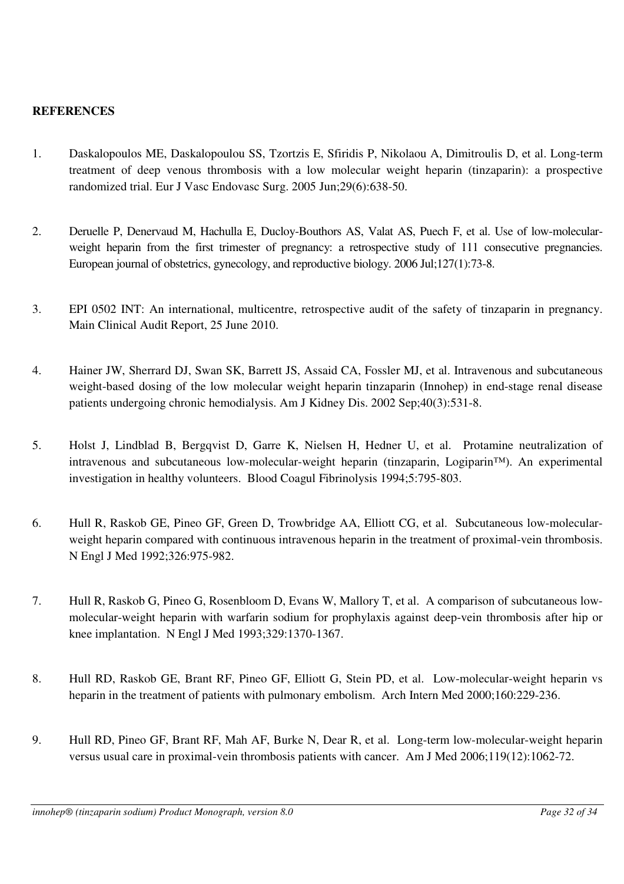**REFERENCES**

1. Daskalopoulos ME, Daskalopoulou SS, Tzortzis E, Sfiridis P, Nikolaou A, Dimitroulis D, et al. Long-term treatment of deep venous thrombosis with a low molecular weight heparin (tinzaparin): a prospective randomized trial. Eur J Vasc Endovasc Surg. 2005 Jun;29(6):638-50.

2. Deruelle P, Denervaud M, Hachulla E, Ducloy-Bouthors AS, Valat AS, Puech F, et al. Use of low-molecular-weight heparin from the first trimester of pregnancy: a retrospective study of 111 consecutive pregnancies. European journal of obstetrics, gynecology, and reproductive biology. 2006 Jul;127(1):73-8.

3. EPI 0502 INT: An international, multicentre, retrospective audit of the safety of tinzaparin in pregnancy. Main Clinical Audit Report, 25 June 2010.

4. Hainer JW, Sherrard DJ, Swan SK, Barrett JS, Assaid CA, Fossler MJ, et al. Intravenous and subcutaneous weight-based dosing of the low molecular weight heparin tinzaparin (Innohep) in end-stage renal disease patients undergoing chronic hemodialysis. Am J Kidney Dis. 2002 Sep;40(3):531-8.

5. Holst J, Lindblad B, Bergqvist D, Garre K, Nielsen H, Hedner U, et al. Protamine neutralization of intravenous and subcutaneous low-molecular-weight heparin (tinzaparin, Logiparin™). An experimental investigation in healthy volunteers. Blood Coagul Fibrinolysis 1994;5:795-803.

6. Hull R, Raskob GE, Pineo GF, Green D, Trowbridge AA, Elliott CG, et al. Subcutaneous low-molecular-weight heparin compared with continuous intravenous heparin in the treatment of proximal-vein thrombosis. N Engl J Med 1992;326:975-982.

7. Hull R, Raskob G, Pineo G, Rosenbloom D, Evans W, Mallory T, et al. A comparison of subcutaneous low-molecular-weight heparin with warfarin sodium for prophylaxis against deep-vein thrombosis after hip or knee implantation. N Engl J Med 1993;329:1370-1367.

8. Hull RD, Raskob GE, Brant RF, Pineo GF, Elliott G, Stein PD, et al. Low-molecular-weight heparin vs heparin in the treatment of patients with pulmonary embolism. Arch Intern Med 2000;160:229-236.

9. Hull RD, Pineo GF, Brant RF, Mah AF, Burke N, Dear R, et al. Long-term low-molecular-weight heparin versus usual care in proximal-vein thrombosis patients with cancer. Am J Med 2006;119(12):1062-72.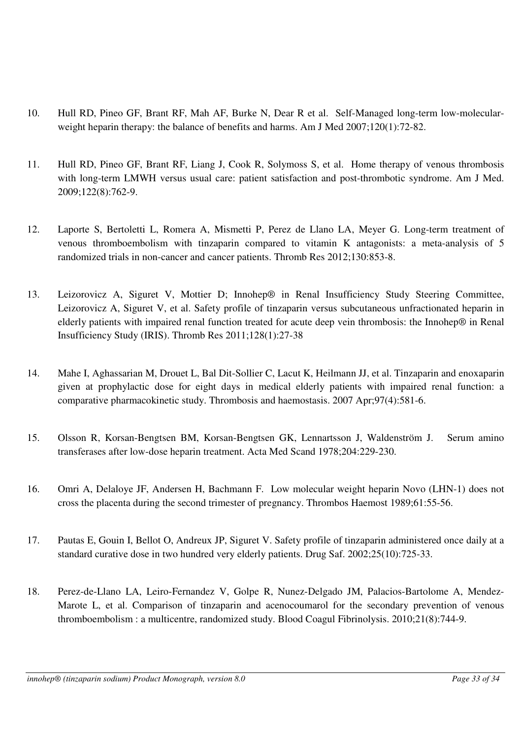10. Hull RD, Pineo GF, Brant RF, Mah AF, Burke N, Dear R et al. Self-Managed long-term low-molecular-weight heparin therapy: the balance of benefits and harms. Am J Med 2007;120(1):72-82.

11. Hull RD, Pineo GF, Brant RF, Liang J, Cook R, Solymoss S, et al. Home therapy of venous thrombosis with long-term LMWH versus usual care: patient satisfaction and post-thrombotic syndrome. Am J Med. 2009;122(8):762-9.

12. Laporte S, Bertoletti L, Romera A, Mismetti P, Perez de Llano LA, Meyer G. Long-term treatment of venous thromboembolism with tinzaparin compared to vitamin K antagonists: a meta-analysis of 5 randomized trials in non-cancer and cancer patients. Thromb Res 2012;130:853-8.

13. Leizorovicz A, Siguret V, Mottier D; Innohep® in Renal Insufficiency Study Steering Committee, Leizorovicz A, Siguret V, et al. Safety profile of tinzaparin versus subcutaneous unfractionated heparin in elderly patients with impaired renal function treated for acute deep vein thrombosis: the Innohep® in Renal Insufficiency Study (IRIS). Thromb Res 2011;128(1):27-38

14. Mahe I, Aghassarian M, Drouet L, Bal Dit-Sollier C, Lacut K, Heilmann JJ, et al. Tinzaparin and enoxaparin given at prophylactic dose for eight days in medical elderly patients with impaired renal function: a comparative pharmacokinetic study. Thrombosis and haemostasis. 2007 Apr;97(4):581-6.

15. Olsson R, Korsan-Bengtsen BM, Korsan-Bengtsen GK, Lennartsson J, Waldenström J. Serum amino transferases after low-dose heparin treatment. Acta Med Scand 1978;204:229-230.

16. Omri A, Delaloye JF, Andersen H, Bachmann F. Low molecular weight heparin Novo (LHN-1) does not cross the placenta during the second trimester of pregnancy. Thrombos Haemost 1989;61:55-56.

17. Pautas E, Gouin I, Bellot O, Andreux JP, Siguret V. Safety profile of tinzaparin administered once daily at a standard curative dose in two hundred very elderly patients. Drug Saf. 2002;25(10):725-33.

18. Perez-de-Llano LA, Leiro-Fernandez V, Golpe R, Nunez-Delgado JM, Palacios-Bartolome A, Mendez-Marote L, et al. Comparison of tinzaparin and acenocoumarol for the secondary prevention of venous thromboembolism : a multicentre, randomized study. Blood Coagul Fibrinolysis. 2010;21(8):744-9.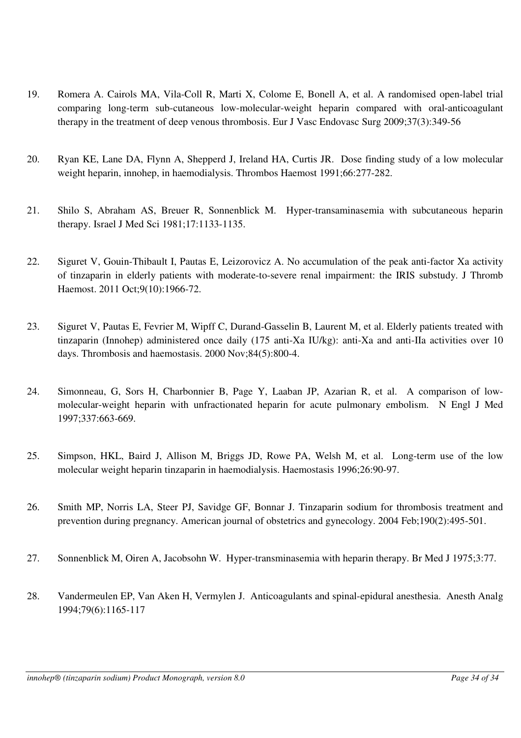19. Romera A. Cairols MA, Vila-Coll R, Marti X, Colome E, Bonell A, et al. A randomised open-label trial comparing long-term sub-cutaneous low-molecular-weight heparin compared with oral-anticoagulant therapy in the treatment of deep venous thrombosis. Eur J Vasc Endovasc Surg 2009;37(3):349-56

20. Ryan KE, Lane DA, Flynn A, Shepperd J, Ireland HA, Curtis JR. Dose finding study of a low molecular weight heparin, innohep, in haemodialysis. Thrombos Haemost 1991;66:277-282.

21. Shilo S, Abraham AS, Breuer R, Sonnenblick M. Hyper-transaminasemia with subcutaneous heparin therapy. Israel J Med Sci 1981;17:1133-1135.

22. Siguret V, Gouin-Thibault I, Pautas E, Leizorovicz A. No accumulation of the peak anti-factor Xa activity of tinzaparin in elderly patients with moderate-to-severe renal impairment: the IRIS substudy. J Thromb Haemost. 2011 Oct;9(10):1966-72.

23. Siguret V, Pautas E, Fevrier M, Wipff C, Durand-Gasselin B, Laurent M, et al. Elderly patients treated with tinzaparin (Innohep) administered once daily (175 anti-Xa IU/kg): anti-Xa and anti-IIa activities over 10 days. Thrombosis and haemostasis. 2000 Nov;84(5):800-4.

24. Simonneau, G, Sors H, Charbonnier B, Page Y, Laaban JP, Azarian R, et al. A comparison of low-molecular-weight heparin with unfractionated heparin for acute pulmonary embolism. N Engl J Med 1997;337:663-669.

25. Simpson, HKL, Baird J, Allison M, Briggs JD, Rowe PA, Welsh M, et al. Long-term use of the low molecular weight heparin tinzaparin in haemodialysis. Haemostasis 1996;26:90-97.

26. Smith MP, Norris LA, Steer PJ, Savidge GF, Bonnar J. Tinzaparin sodium for thrombosis treatment and prevention during pregnancy. American journal of obstetrics and gynecology. 2004 Feb;190(2):495-501.

27. Sonnenblick M, Oiren A, Jacobsohn W. Hyper-transminasemia with heparin therapy. Br Med J 1975;3:77.

28. Vandermeulen EP, Van Aken H, Vermylen J. Anticoagulants and spinal-epidural anesthesia. Anesth Analg 1994;79(6):1165-117